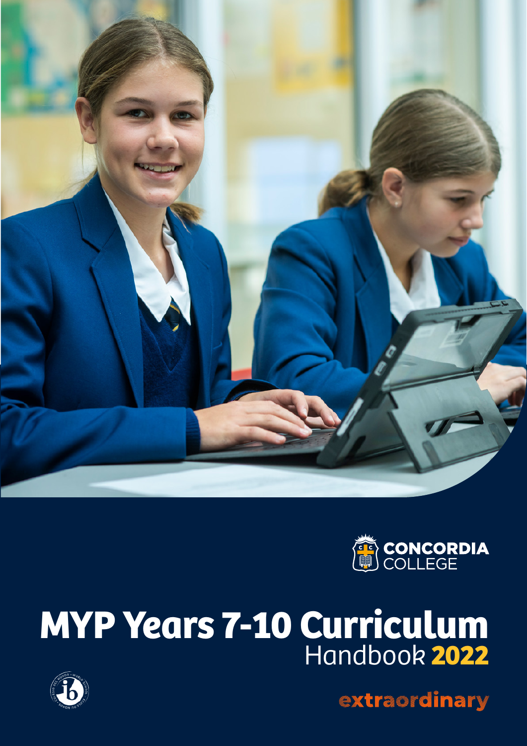CONCORDIA COLLEGE

# MYP Years 7-10 Curriculum Handbook 2022

extraordinary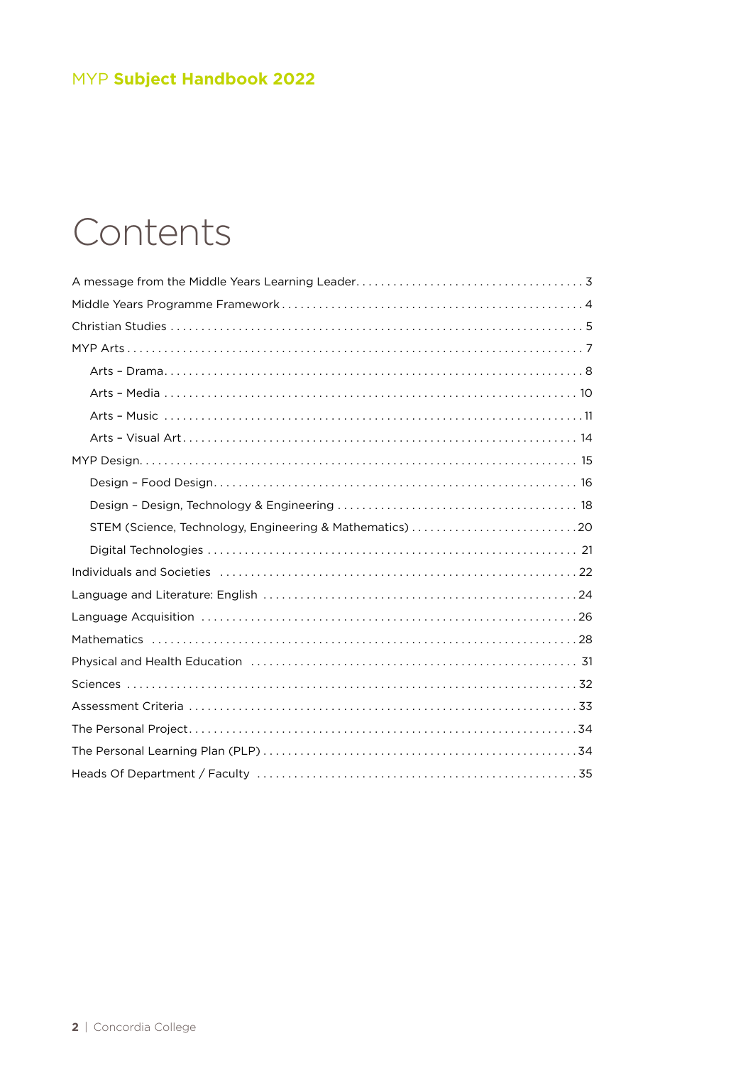# Contents

A message from the Middle Years Learning Leader . . . 3
Middle Years Programme Framework . . . 4
Christian Studies . . . 5
MYP Arts . . . 7
- Arts – Drama . . . 8
- Arts – Media . . . 10
- Arts – Music . . . 11
- Arts – Visual Art . . . 14

MYP Design . . . 15
- Design – Food Design . . . 16
- Design – Design, Technology & Engineering . . . 18
- STEM (Science, Technology, Engineering & Mathematics) . . . 20
- Digital Technologies . . . 21

Individuals and Societies . . . 22
Language and Literature: English . . . 24
Language Acquisition . . . 26
Mathematics . . . 28
Physical and Health Education . . . 31
Sciences . . . 32
Assessment Criteria . . . 33
The Personal Project . . . 34
The Personal Learning Plan (PLP) . . . 34
Heads Of Department / Faculty . . . 35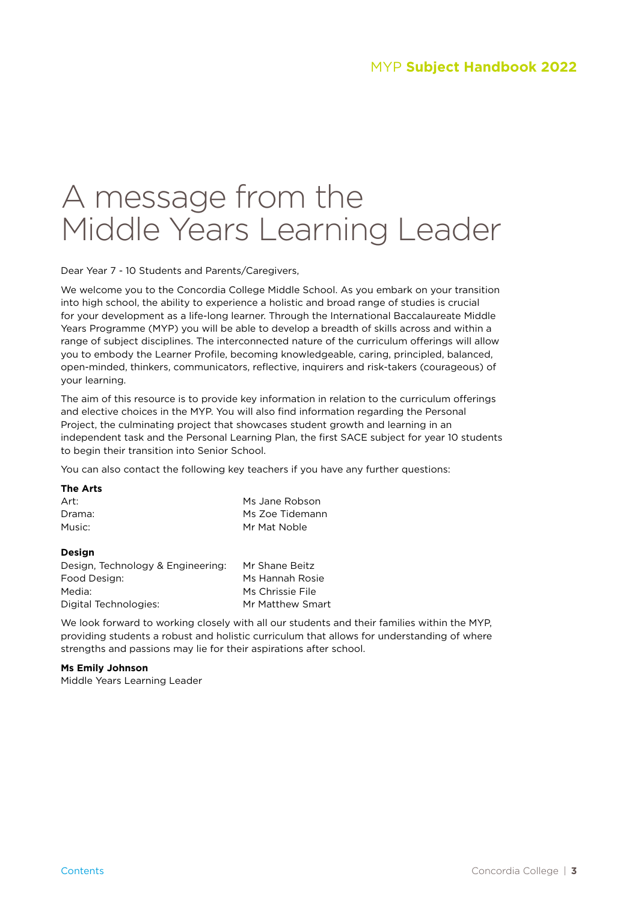# A message from the Middle Years Learning Leader

Dear Year 7 - 10 Students and Parents/Caregivers,

We welcome you to the Concordia College Middle School. As you embark on your transition into high school, the ability to experience a holistic and broad range of studies is crucial for your development as a life-long learner. Through the International Baccalaureate Middle Years Programme (MYP) you will be able to develop a breadth of skills across and within a range of subject disciplines. The interconnected nature of the curriculum offerings will allow you to embody the Learner Profile, becoming knowledgeable, caring, principled, balanced, open-minded, thinkers, communicators, reflective, inquirers and risk-takers (courageous) of your learning.

The aim of this resource is to provide key information in relation to the curriculum offerings and elective choices in the MYP. You will also find information regarding the Personal Project, the culminating project that showcases student growth and learning in an independent task and the Personal Learning Plan, the first SACE subject for year 10 students to begin their transition into Senior School.

You can also contact the following key teachers if you have any further questions:

**The Arts**

| | |
|---|---|
| Art: | Ms Jane Robson |
| Drama: | Ms Zoe Tidemann |
| Music: | Mr Mat Noble |

**Design**

| | |
|---|---|
| Design, Technology & Engineering: | Mr Shane Beitz |
| Food Design: | Ms Hannah Rosie |
| Media: | Ms Chrissie File |
| Digital Technologies: | Mr Matthew Smart |

We look forward to working closely with all our students and their families within the MYP, providing students a robust and holistic curriculum that allows for understanding of where strengths and passions may lie for their aspirations after school.

**Ms Emily Johnson**
Middle Years Learning Leader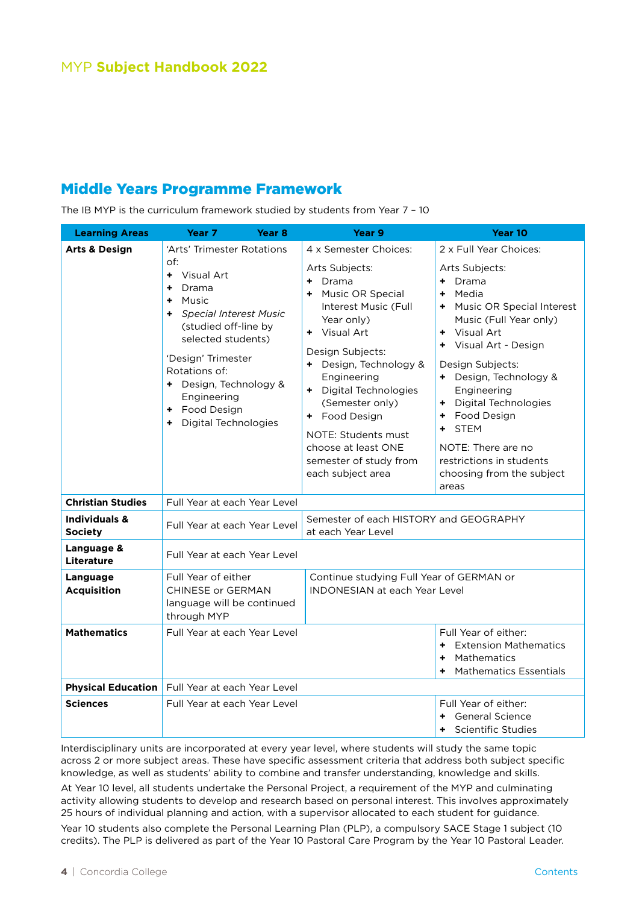MYP **Subject Handbook 2022**

## Middle Years Programme Framework

The IB MYP is the curriculum framework studied by students from Year 7 – 10

| Learning Areas | Year 7 / Year 8 | Year 9 | Year 10 |
|---|---|---|---|
| **Arts & Design** | 'Arts' Trimester Rotations of:<br>+ Visual Art<br>+ Drama<br>+ Music<br>+ *Special Interest Music* (studied off-line by selected students)<br><br>'Design' Trimester Rotations of:<br>+ Design, Technology & Engineering<br>+ Food Design<br>+ Digital Technologies | 4 x Semester Choices:<br><br>Arts Subjects:<br>+ Drama<br>+ Music OR Special Interest Music (Full Year only)<br>+ Visual Art<br><br>Design Subjects:<br>+ Design, Technology & Engineering<br>+ Digital Technologies (Semester only)<br>+ Food Design<br><br>NOTE: Students must choose at least ONE semester of study from each subject area | 2 x Full Year Choices:<br><br>Arts Subjects:<br>+ Drama<br>+ Media<br>+ Music OR Special Interest Music (Full Year only)<br>+ Visual Art<br>+ Visual Art - Design<br><br>Design Subjects:<br>+ Design, Technology & Engineering<br>+ Digital Technologies<br>+ Food Design<br>+ STEM<br><br>NOTE: There are no restrictions in students choosing from the subject areas |
| **Christian Studies** | Full Year at each Year Level | | |
| **Individuals & Society** | Full Year at each Year Level | Semester of each HISTORY and GEOGRAPHY at each Year Level | |
| **Language & Literature** | Full Year at each Year Level | | |
| **Language Acquisition** | Full Year of either CHINESE or GERMAN language will be continued through MYP | Continue studying Full Year of GERMAN or INDONESIAN at each Year Level | |
| **Mathematics** | Full Year at each Year Level | | Full Year of either:<br>+ Extension Mathematics<br>+ Mathematics<br>+ Mathematics Essentials |
| **Physical Education** | Full Year at each Year Level | | |
| **Sciences** | Full Year at each Year Level | | Full Year of either:<br>+ General Science<br>+ Scientific Studies |

Interdisciplinary units are incorporated at every year level, where students will study the same topic across 2 or more subject areas. These have specific assessment criteria that address both subject specific knowledge, as well as students' ability to combine and transfer understanding, knowledge and skills.

At Year 10 level, all students undertake the Personal Project, a requirement of the MYP and culminating activity allowing students to develop and research based on personal interest. This involves approximately 25 hours of individual planning and action, with a supervisor allocated to each student for guidance.

Year 10 students also complete the Personal Learning Plan (PLP), a compulsory SACE Stage 1 subject (10 credits). The PLP is delivered as part of the Year 10 Pastoral Care Program by the Year 10 Pastoral Leader.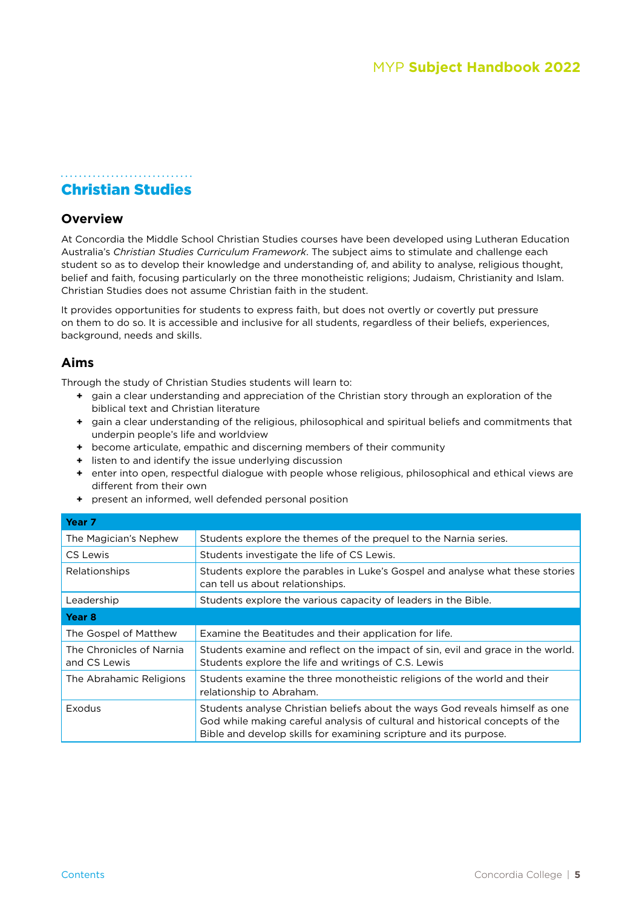## Christian Studies

### Overview

At Concordia the Middle School Christian Studies courses have been developed using Lutheran Education Australia's *Christian Studies Curriculum Framework*. The subject aims to stimulate and challenge each student so as to develop their knowledge and understanding of, and ability to analyse, religious thought, belief and faith, focusing particularly on the three monotheistic religions; Judaism, Christianity and Islam. Christian Studies does not assume Christian faith in the student.

It provides opportunities for students to express faith, but does not overtly or covertly put pressure on them to do so. It is accessible and inclusive for all students, regardless of their beliefs, experiences, background, needs and skills.

### Aims

Through the study of Christian Studies students will learn to:

- gain a clear understanding and appreciation of the Christian story through an exploration of the biblical text and Christian literature
- gain a clear understanding of the religious, philosophical and spiritual beliefs and commitments that underpin people's life and worldview
- become articulate, empathic and discerning members of their community
- listen to and identify the issue underlying discussion
- enter into open, respectful dialogue with people whose religious, philosophical and ethical views are different from their own
- present an informed, well defended personal position

| **Year 7** | |
|---|---|
| The Magician's Nephew | Students explore the themes of the prequel to the Narnia series. |
| CS Lewis | Students investigate the life of CS Lewis. |
| Relationships | Students explore the parables in Luke's Gospel and analyse what these stories can tell us about relationships. |
| Leadership | Students explore the various capacity of leaders in the Bible. |
| **Year 8** | |
| The Gospel of Matthew | Examine the Beatitudes and their application for life. |
| The Chronicles of Narnia and CS Lewis | Students examine and reflect on the impact of sin, evil and grace in the world. Students explore the life and writings of C.S. Lewis |
| The Abrahamic Religions | Students examine the three monotheistic religions of the world and their relationship to Abraham. |
| Exodus | Students analyse Christian beliefs about the ways God reveals himself as one God while making careful analysis of cultural and historical concepts of the Bible and develop skills for examining scripture and its purpose. |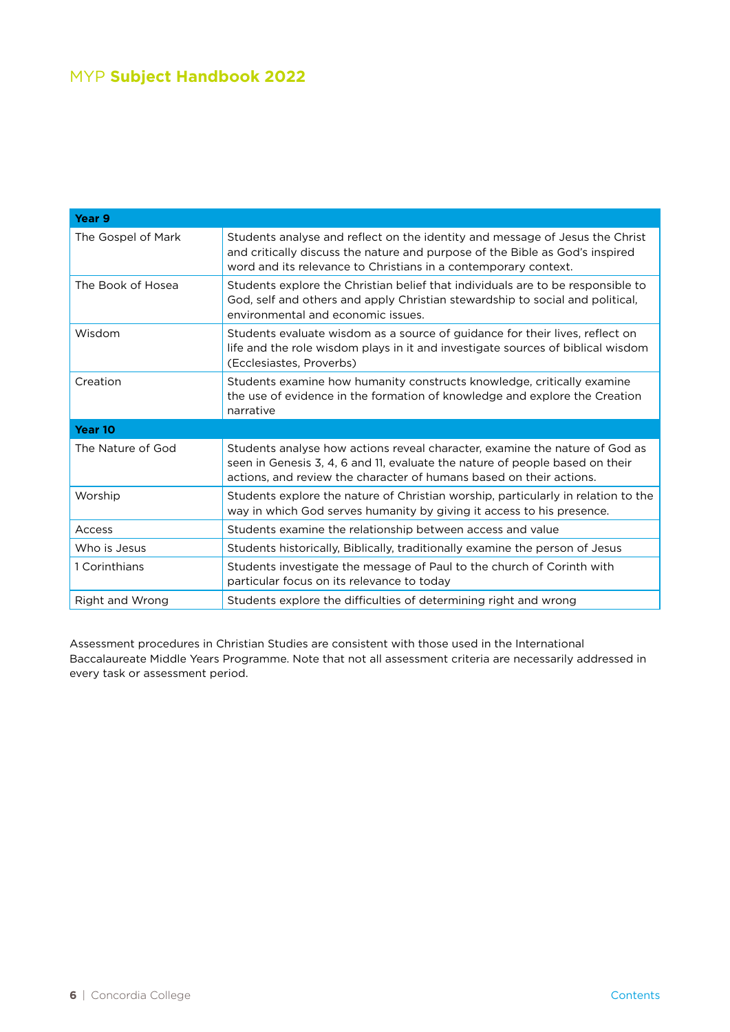| Year 9 | |
|---|---|
| The Gospel of Mark | Students analyse and reflect on the identity and message of Jesus the Christ and critically discuss the nature and purpose of the Bible as God's inspired word and its relevance to Christians in a contemporary context. |
| The Book of Hosea | Students explore the Christian belief that individuals are to be responsible to God, self and others and apply Christian stewardship to social and political, environmental and economic issues. |
| Wisdom | Students evaluate wisdom as a source of guidance for their lives, reflect on life and the role wisdom plays in it and investigate sources of biblical wisdom (Ecclesiastes, Proverbs) |
| Creation | Students examine how humanity constructs knowledge, critically examine the use of evidence in the formation of knowledge and explore the Creation narrative |
| **Year 10** | |
| The Nature of God | Students analyse how actions reveal character, examine the nature of God as seen in Genesis 3, 4, 6 and 11, evaluate the nature of people based on their actions, and review the character of humans based on their actions. |
| Worship | Students explore the nature of Christian worship, particularly in relation to the way in which God serves humanity by giving it access to his presence. |
| Access | Students examine the relationship between access and value |
| Who is Jesus | Students historically, Biblically, traditionally examine the person of Jesus |
| 1 Corinthians | Students investigate the message of Paul to the church of Corinth with particular focus on its relevance to today |
| Right and Wrong | Students explore the difficulties of determining right and wrong |

Assessment procedures in Christian Studies are consistent with those used in the International Baccalaureate Middle Years Programme. Note that not all assessment criteria are necessarily addressed in every task or assessment period.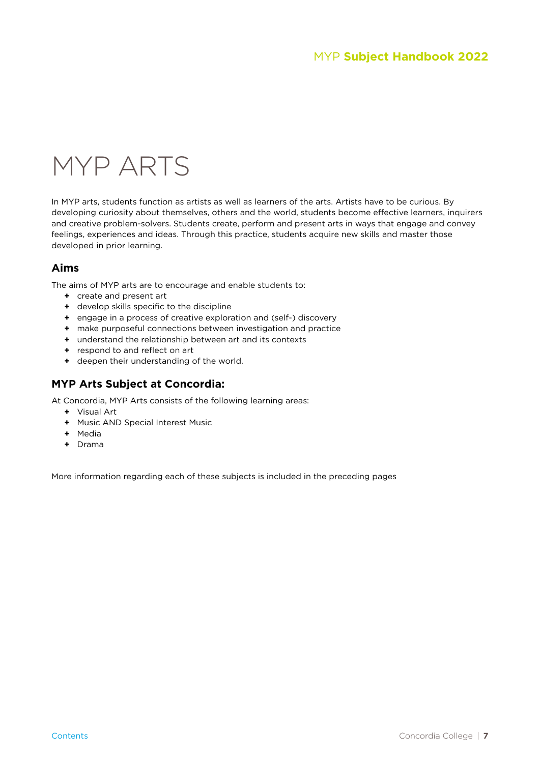# MYP ARTS

In MYP arts, students function as artists as well as learners of the arts. Artists have to be curious. By developing curiosity about themselves, others and the world, students become effective learners, inquirers and creative problem-solvers. Students create, perform and present arts in ways that engage and convey feelings, experiences and ideas. Through this practice, students acquire new skills and master those developed in prior learning.

## Aims

The aims of MYP arts are to encourage and enable students to:

- create and present art
- develop skills specific to the discipline
- engage in a process of creative exploration and (self-) discovery
- make purposeful connections between investigation and practice
- understand the relationship between art and its contexts
- respond to and reflect on art
- deepen their understanding of the world.

## MYP Arts Subject at Concordia:

At Concordia, MYP Arts consists of the following learning areas:

- Visual Art
- Music AND Special Interest Music
- Media
- Drama

More information regarding each of these subjects is included in the preceding pages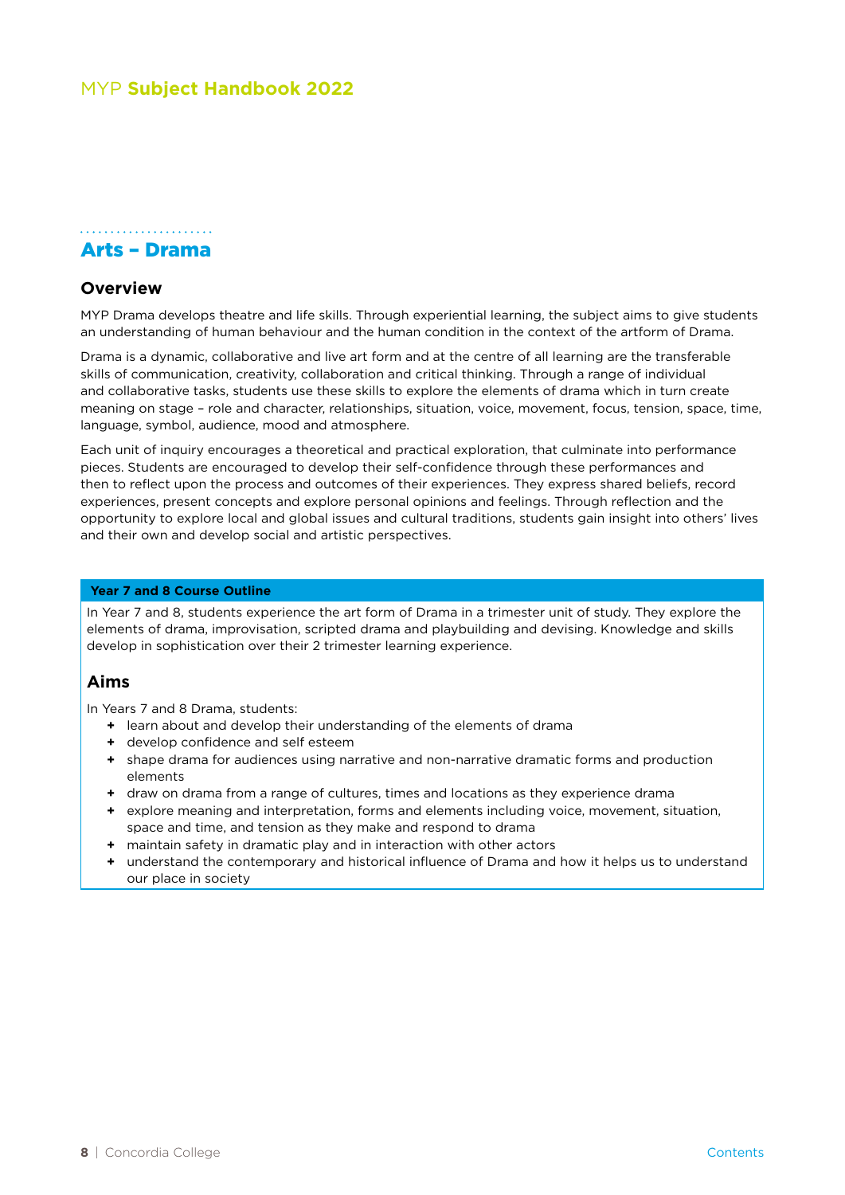## Arts – Drama

### Overview

MYP Drama develops theatre and life skills. Through experiential learning, the subject aims to give students an understanding of human behaviour and the human condition in the context of the artform of Drama.

Drama is a dynamic, collaborative and live art form and at the centre of all learning are the transferable skills of communication, creativity, collaboration and critical thinking. Through a range of individual and collaborative tasks, students use these skills to explore the elements of drama which in turn create meaning on stage – role and character, relationships, situation, voice, movement, focus, tension, space, time, language, symbol, audience, mood and atmosphere.

Each unit of inquiry encourages a theoretical and practical exploration, that culminate into performance pieces. Students are encouraged to develop their self-confidence through these performances and then to reflect upon the process and outcomes of their experiences. They express shared beliefs, record experiences, present concepts and explore personal opinions and feelings. Through reflection and the opportunity to explore local and global issues and cultural traditions, students gain insight into others' lives and their own and develop social and artistic perspectives.

#### Year 7 and 8 Course Outline

In Year 7 and 8, students experience the art form of Drama in a trimester unit of study. They explore the elements of drama, improvisation, scripted drama and playbuilding and devising. Knowledge and skills develop in sophistication over their 2 trimester learning experience.

### Aims

In Years 7 and 8 Drama, students:

- learn about and develop their understanding of the elements of drama
- develop confidence and self esteem
- shape drama for audiences using narrative and non-narrative dramatic forms and production elements
- draw on drama from a range of cultures, times and locations as they experience drama
- explore meaning and interpretation, forms and elements including voice, movement, situation, space and time, and tension as they make and respond to drama
- maintain safety in dramatic play and in interaction with other actors
- understand the contemporary and historical influence of Drama and how it helps us to understand our place in society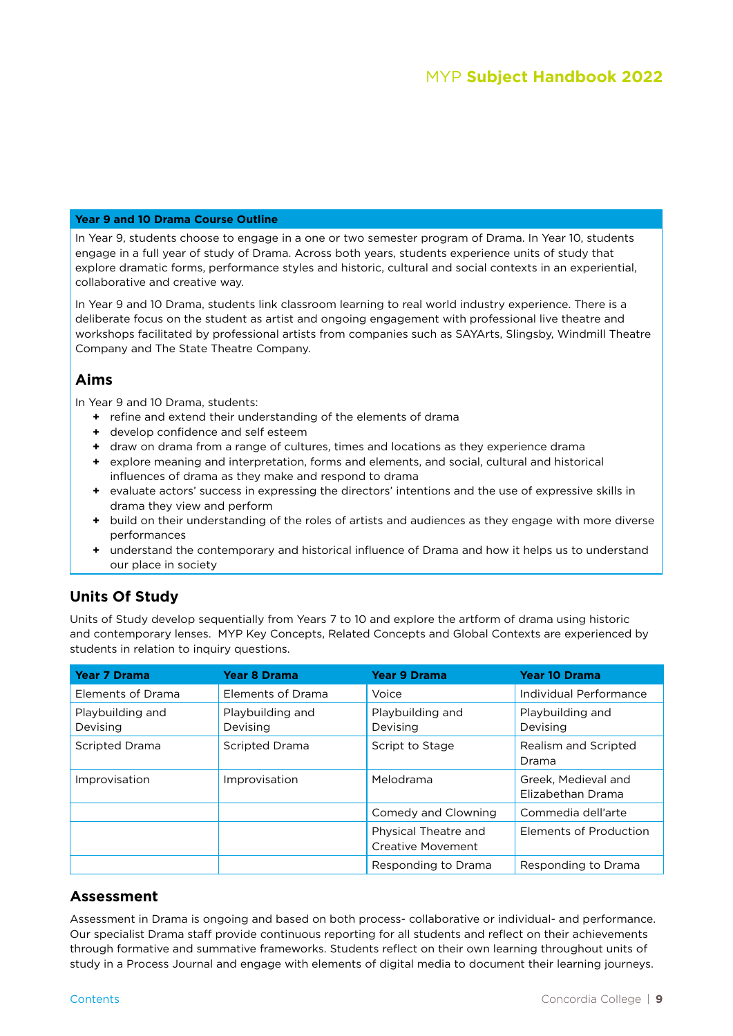## Year 9 and 10 Drama Course Outline

In Year 9, students choose to engage in a one or two semester program of Drama. In Year 10, students engage in a full year of study of Drama. Across both years, students experience units of study that explore dramatic forms, performance styles and historic, cultural and social contexts in an experiential, collaborative and creative way.

In Year 9 and 10 Drama, students link classroom learning to real world industry experience. There is a deliberate focus on the student as artist and ongoing engagement with professional live theatre and workshops facilitated by professional artists from companies such as SAYArts, Slingsby, Windmill Theatre Company and The State Theatre Company.

### Aims

In Year 9 and 10 Drama, students:

- refine and extend their understanding of the elements of drama
- develop confidence and self esteem
- draw on drama from a range of cultures, times and locations as they experience drama
- explore meaning and interpretation, forms and elements, and social, cultural and historical influences of drama as they make and respond to drama
- evaluate actors' success in expressing the directors' intentions and the use of expressive skills in drama they view and perform
- build on their understanding of the roles of artists and audiences as they engage with more diverse performances
- understand the contemporary and historical influence of Drama and how it helps us to understand our place in society

## Units Of Study

Units of Study develop sequentially from Years 7 to 10 and explore the artform of drama using historic and contemporary lenses. MYP Key Concepts, Related Concepts and Global Contexts are experienced by students in relation to inquiry questions.

| Year 7 Drama | Year 8 Drama | Year 9 Drama | Year 10 Drama |
|---|---|---|---|
| Elements of Drama | Elements of Drama | Voice | Individual Performance |
| Playbuilding and Devising | Playbuilding and Devising | Playbuilding and Devising | Playbuilding and Devising |
| Scripted Drama | Scripted Drama | Script to Stage | Realism and Scripted Drama |
| Improvisation | Improvisation | Melodrama | Greek, Medieval and Elizabethan Drama |
| | | Comedy and Clowning | Commedia dell'arte |
| | | Physical Theatre and Creative Movement | Elements of Production |
| | | Responding to Drama | Responding to Drama |

## Assessment

Assessment in Drama is ongoing and based on both process- collaborative or individual- and performance. Our specialist Drama staff provide continuous reporting for all students and reflect on their achievements through formative and summative frameworks. Students reflect on their own learning throughout units of study in a Process Journal and engage with elements of digital media to document their learning journeys.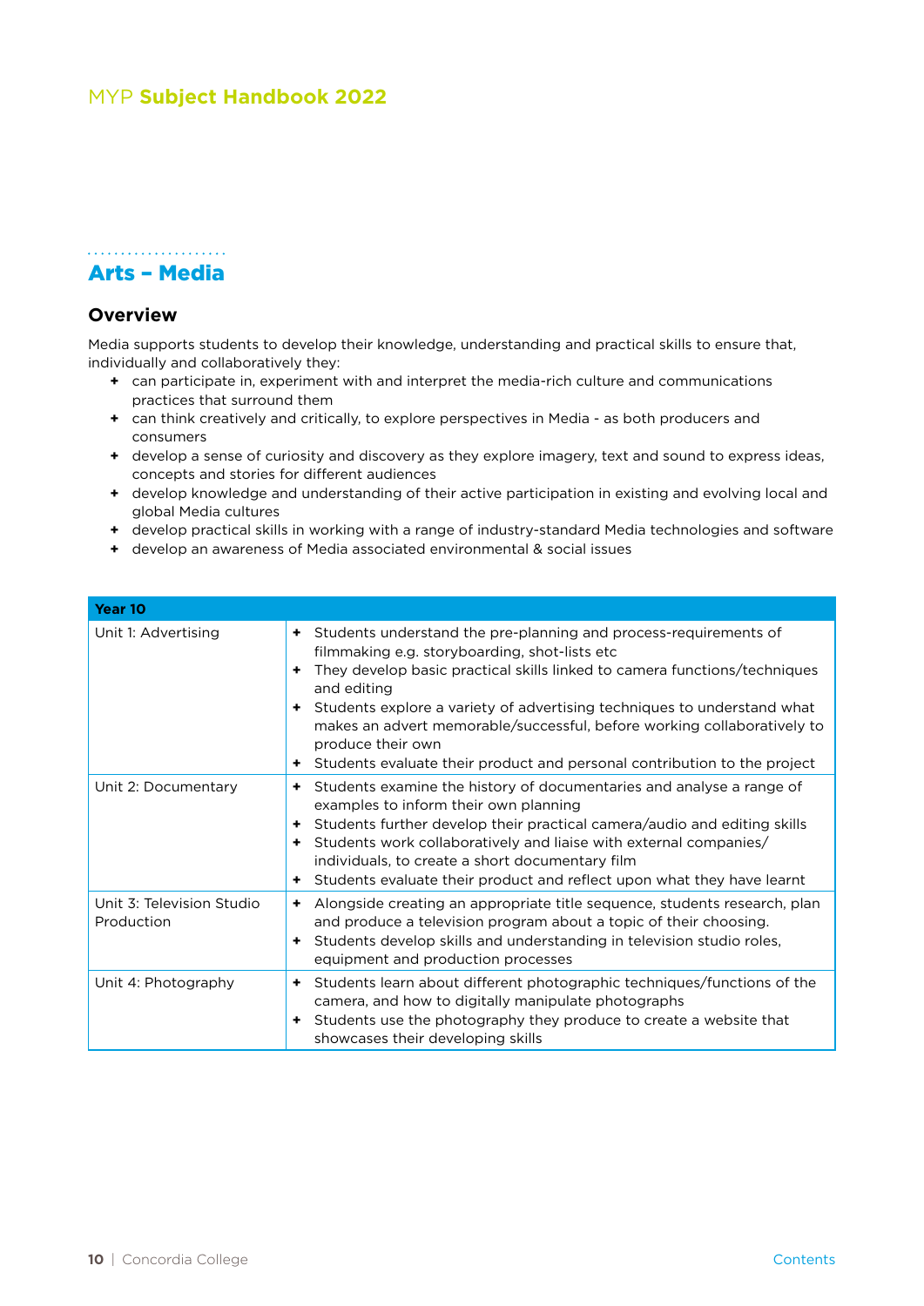## Arts – Media

### Overview

Media supports students to develop their knowledge, understanding and practical skills to ensure that, individually and collaboratively they:

- can participate in, experiment with and interpret the media-rich culture and communications practices that surround them
- can think creatively and critically, to explore perspectives in Media - as both producers and consumers
- develop a sense of curiosity and discovery as they explore imagery, text and sound to express ideas, concepts and stories for different audiences
- develop knowledge and understanding of their active participation in existing and evolving local and global Media cultures
- develop practical skills in working with a range of industry-standard Media technologies and software
- develop an awareness of Media associated environmental & social issues

| Year 10 | |
|---|---|
| Unit 1: Advertising | + Students understand the pre-planning and process-requirements of filmmaking e.g. storyboarding, shot-lists etc<br>+ They develop basic practical skills linked to camera functions/techniques and editing<br>+ Students explore a variety of advertising techniques to understand what makes an advert memorable/successful, before working collaboratively to produce their own<br>+ Students evaluate their product and personal contribution to the project |
| Unit 2: Documentary | + Students examine the history of documentaries and analyse a range of examples to inform their own planning<br>+ Students further develop their practical camera/audio and editing skills<br>+ Students work collaboratively and liaise with external companies/ individuals, to create a short documentary film<br>+ Students evaluate their product and reflect upon what they have learnt |
| Unit 3: Television Studio Production | + Alongside creating an appropriate title sequence, students research, plan and produce a television program about a topic of their choosing.<br>+ Students develop skills and understanding in television studio roles, equipment and production processes |
| Unit 4: Photography | + Students learn about different photographic techniques/functions of the camera, and how to digitally manipulate photographs<br>+ Students use the photography they produce to create a website that showcases their developing skills |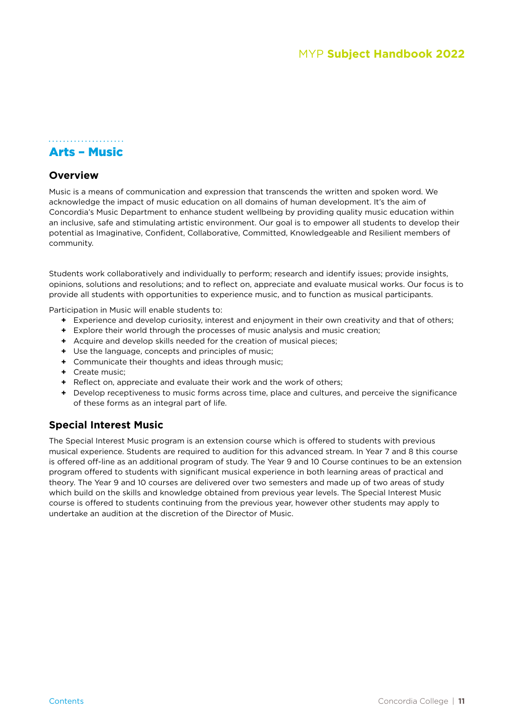## Arts – Music

### Overview

Music is a means of communication and expression that transcends the written and spoken word. We acknowledge the impact of music education on all domains of human development. It's the aim of Concordia's Music Department to enhance student wellbeing by providing quality music education within an inclusive, safe and stimulating artistic environment. Our goal is to empower all students to develop their potential as Imaginative, Confident, Collaborative, Committed, Knowledgeable and Resilient members of community.

Students work collaboratively and individually to perform; research and identify issues; provide insights, opinions, solutions and resolutions; and to reflect on, appreciate and evaluate musical works. Our focus is to provide all students with opportunities to experience music, and to function as musical participants.

Participation in Music will enable students to:

- Experience and develop curiosity, interest and enjoyment in their own creativity and that of others;
- Explore their world through the processes of music analysis and music creation;
- Acquire and develop skills needed for the creation of musical pieces;
- Use the language, concepts and principles of music;
- Communicate their thoughts and ideas through music;
- Create music;
- Reflect on, appreciate and evaluate their work and the work of others;
- Develop receptiveness to music forms across time, place and cultures, and perceive the significance of these forms as an integral part of life.

### Special Interest Music

The Special Interest Music program is an extension course which is offered to students with previous musical experience. Students are required to audition for this advanced stream. In Year 7 and 8 this course is offered off-line as an additional program of study. The Year 9 and 10 Course continues to be an extension program offered to students with significant musical experience in both learning areas of practical and theory. The Year 9 and 10 courses are delivered over two semesters and made up of two areas of study which build on the skills and knowledge obtained from previous year levels. The Special Interest Music course is offered to students continuing from the previous year, however other students may apply to undertake an audition at the discretion of the Director of Music.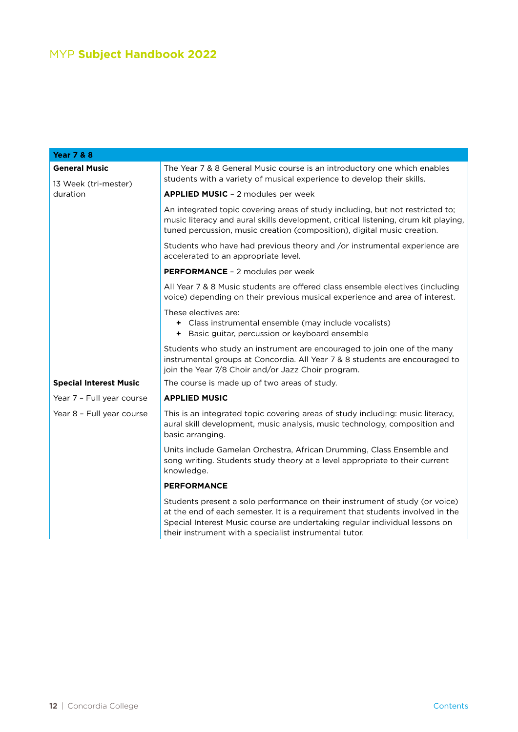| Year 7 & 8 | |
|---|---|
| **General Music**<br><br>13 Week (tri-mester) duration | The Year 7 & 8 General Music course is an introductory one which enables students with a variety of musical experience to develop their skills.<br><br>**APPLIED MUSIC** – 2 modules per week<br><br>An integrated topic covering areas of study including, but not restricted to; music literacy and aural skills development, critical listening, drum kit playing, tuned percussion, music creation (composition), digital music creation.<br><br>Students who have had previous theory and /or instrumental experience are accelerated to an appropriate level.<br><br>**PERFORMANCE** – 2 modules per week<br><br>All Year 7 & 8 Music students are offered class ensemble electives (including voice) depending on their previous musical experience and area of interest.<br><br>These electives are:<br>+ Class instrumental ensemble (may include vocalists)<br>+ Basic guitar, percussion or keyboard ensemble<br><br>Students who study an instrument are encouraged to join one of the many instrumental groups at Concordia. All Year 7 & 8 students are encouraged to join the Year 7/8 Choir and/or Jazz Choir program. |
| **Special Interest Music**<br><br>Year 7 – Full year course<br><br>Year 8 – Full year course | The course is made up of two areas of study.<br><br>**APPLIED MUSIC**<br><br>This is an integrated topic covering areas of study including: music literacy, aural skill development, music analysis, music technology, composition and basic arranging.<br><br>Units include Gamelan Orchestra, African Drumming, Class Ensemble and song writing. Students study theory at a level appropriate to their current knowledge.<br><br>**PERFORMANCE**<br><br>Students present a solo performance on their instrument of study (or voice) at the end of each semester. It is a requirement that students involved in the Special Interest Music course are undertaking regular individual lessons on their instrument with a specialist instrumental tutor. |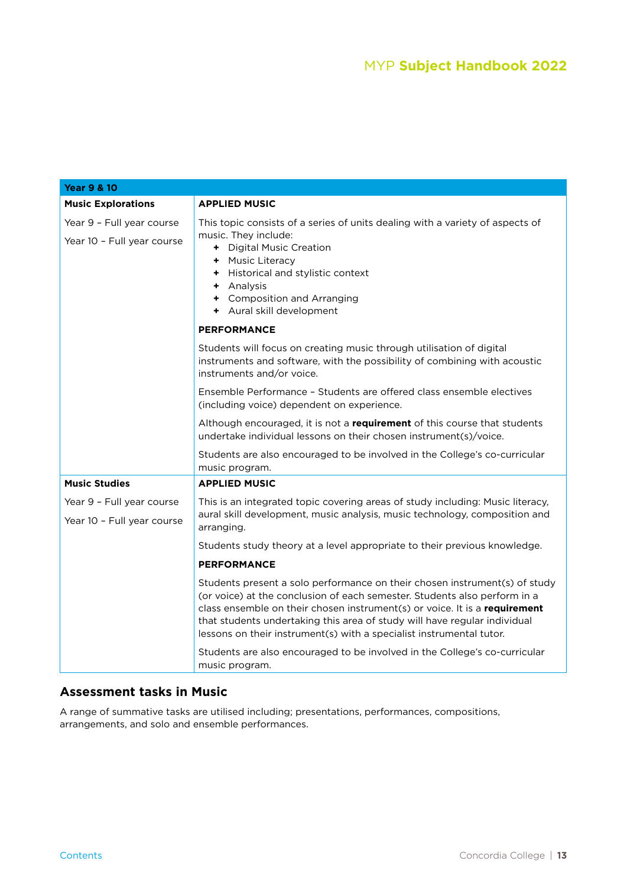| Year 9 & 10 | |
|---|---|
| **Music Explorations**<br><br>Year 9 - Full year course<br><br>Year 10 - Full year course | **APPLIED MUSIC**<br><br>This topic consists of a series of units dealing with a variety of aspects of music. They include:<br>+ Digital Music Creation<br>+ Music Literacy<br>+ Historical and stylistic context<br>+ Analysis<br>+ Composition and Arranging<br>+ Aural skill development<br><br>**PERFORMANCE**<br><br>Students will focus on creating music through utilisation of digital instruments and software, with the possibility of combining with acoustic instruments and/or voice.<br><br>Ensemble Performance - Students are offered class ensemble electives (including voice) dependent on experience.<br><br>Although encouraged, it is not a **requirement** of this course that students undertake individual lessons on their chosen instrument(s)/voice.<br><br>Students are also encouraged to be involved in the College's co-curricular music program. |
| **Music Studies**<br><br>Year 9 - Full year course<br><br>Year 10 - Full year course | **APPLIED MUSIC**<br><br>This is an integrated topic covering areas of study including: Music literacy, aural skill development, music analysis, music technology, composition and arranging.<br><br>Students study theory at a level appropriate to their previous knowledge.<br><br>**PERFORMANCE**<br><br>Students present a solo performance on their chosen instrument(s) of study (or voice) at the conclusion of each semester. Students also perform in a class ensemble on their chosen instrument(s) or voice. It is a **requirement** that students undertaking this area of study will have regular individual lessons on their instrument(s) with a specialist instrumental tutor.<br><br>Students are also encouraged to be involved in the College's co-curricular music program. |

## Assessment tasks in Music

A range of summative tasks are utilised including; presentations, performances, compositions, arrangements, and solo and ensemble performances.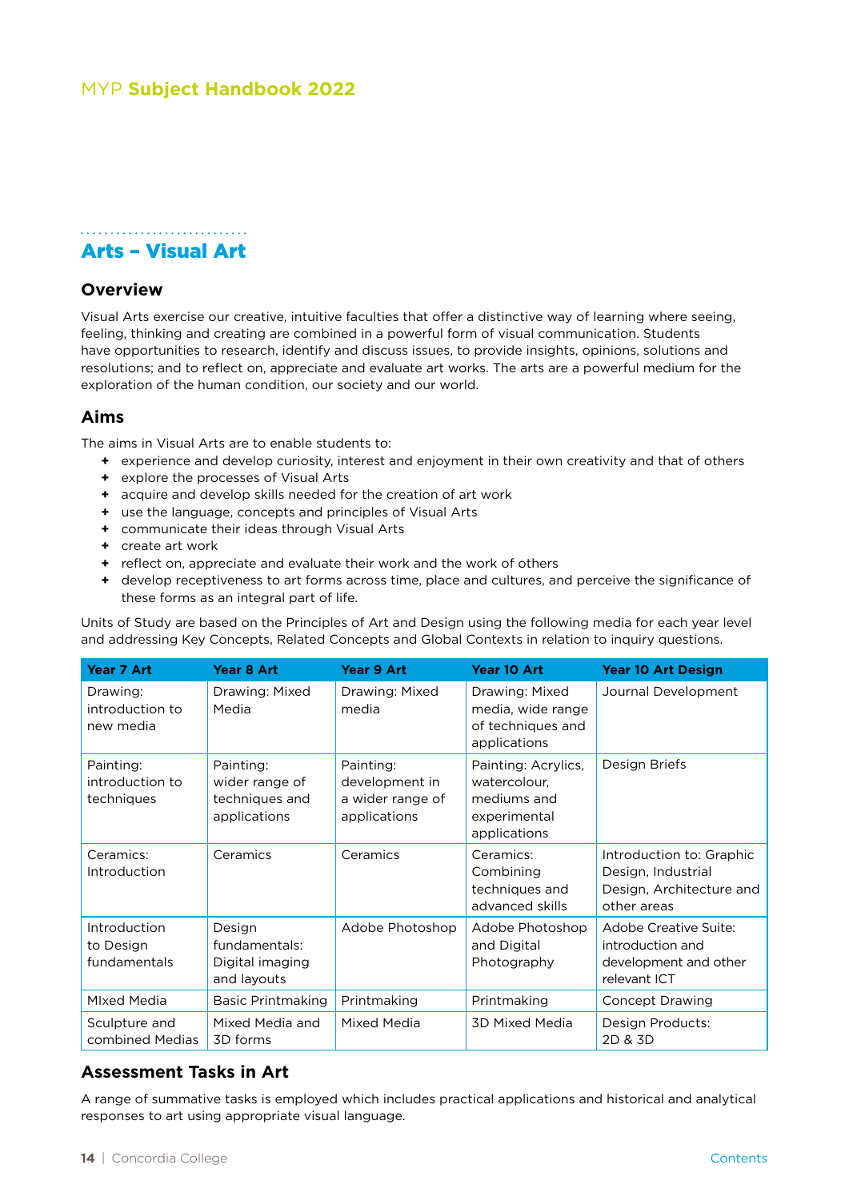## Arts – Visual Art

### Overview

Visual Arts exercise our creative, intuitive faculties that offer a distinctive way of learning where seeing, feeling, thinking and creating are combined in a powerful form of visual communication. Students have opportunities to research, identify and discuss issues, to provide insights, opinions, solutions and resolutions; and to reflect on, appreciate and evaluate art works. The arts are a powerful medium for the exploration of the human condition, our society and our world.

### Aims

The aims in Visual Arts are to enable students to:

- experience and develop curiosity, interest and enjoyment in their own creativity and that of others
- explore the processes of Visual Arts
- acquire and develop skills needed for the creation of art work
- use the language, concepts and principles of Visual Arts
- communicate their ideas through Visual Arts
- create art work
- reflect on, appreciate and evaluate their work and the work of others
- develop receptiveness to art forms across time, place and cultures, and perceive the significance of these forms as an integral part of life.

Units of Study are based on the Principles of Art and Design using the following media for each year level and addressing Key Concepts, Related Concepts and Global Contexts in relation to inquiry questions.

| Year 7 Art | Year 8 Art | Year 9 Art | Year 10 Art | Year 10 Art Design |
|---|---|---|---|---|
| Drawing: introduction to new media | Drawing: Mixed Media | Drawing: Mixed media | Drawing: Mixed media, wide range of techniques and applications | Journal Development |
| Painting: introduction to techniques | Painting: wider range of techniques and applications | Painting: development in a wider range of applications | Painting: Acrylics, watercolour, mediums and experimental applications | Design Briefs |
| Ceramics: Introduction | Ceramics | Ceramics | Ceramics: Combining techniques and advanced skills | Introduction to: Graphic Design, Industrial Design, Architecture and other areas |
| Introduction to Design fundamentals | Design fundamentals: Digital imaging and layouts | Adobe Photoshop | Adobe Photoshop and Digital Photography | Adobe Creative Suite: introduction and development and other relevant ICT |
| MIxed Media | Basic Printmaking | Printmaking | Printmaking | Concept Drawing |
| Sculpture and combined Medias | Mixed Media and 3D forms | Mixed Media | 3D Mixed Media | Design Products: 2D & 3D |

### Assessment Tasks in Art

A range of summative tasks is employed which includes practical applications and historical and analytical responses to art using appropriate visual language.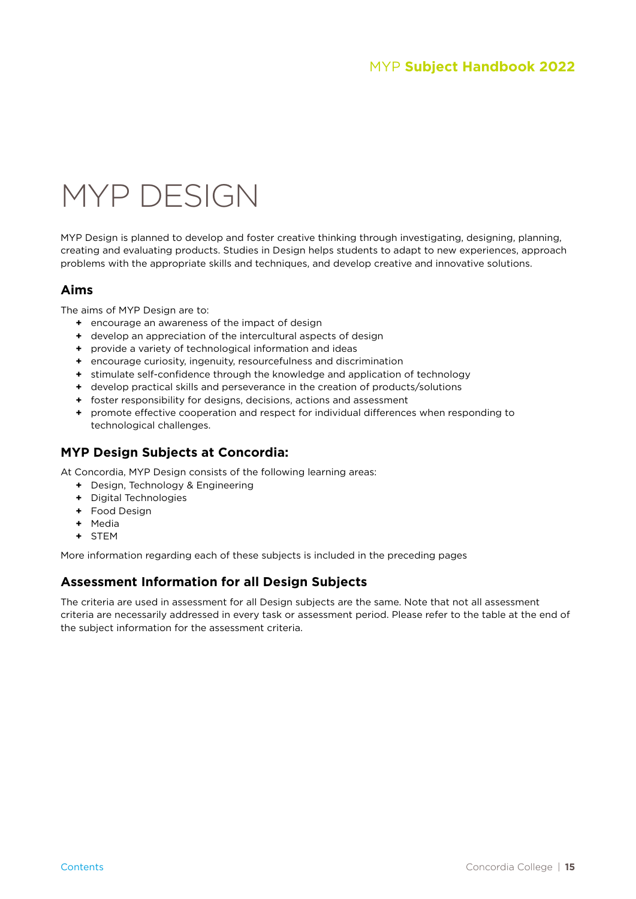# MYP DESIGN

MYP Design is planned to develop and foster creative thinking through investigating, designing, planning, creating and evaluating products. Studies in Design helps students to adapt to new experiences, approach problems with the appropriate skills and techniques, and develop creative and innovative solutions.

## Aims

The aims of MYP Design are to:

- encourage an awareness of the impact of design
- develop an appreciation of the intercultural aspects of design
- provide a variety of technological information and ideas
- encourage curiosity, ingenuity, resourcefulness and discrimination
- stimulate self-confidence through the knowledge and application of technology
- develop practical skills and perseverance in the creation of products/solutions
- foster responsibility for designs, decisions, actions and assessment
- promote effective cooperation and respect for individual differences when responding to technological challenges.

## MYP Design Subjects at Concordia:

At Concordia, MYP Design consists of the following learning areas:

- Design, Technology & Engineering
- Digital Technologies
- Food Design
- Media
- STEM

More information regarding each of these subjects is included in the preceding pages

## Assessment Information for all Design Subjects

The criteria are used in assessment for all Design subjects are the same. Note that not all assessment criteria are necessarily addressed in every task or assessment period. Please refer to the table at the end of the subject information for the assessment criteria.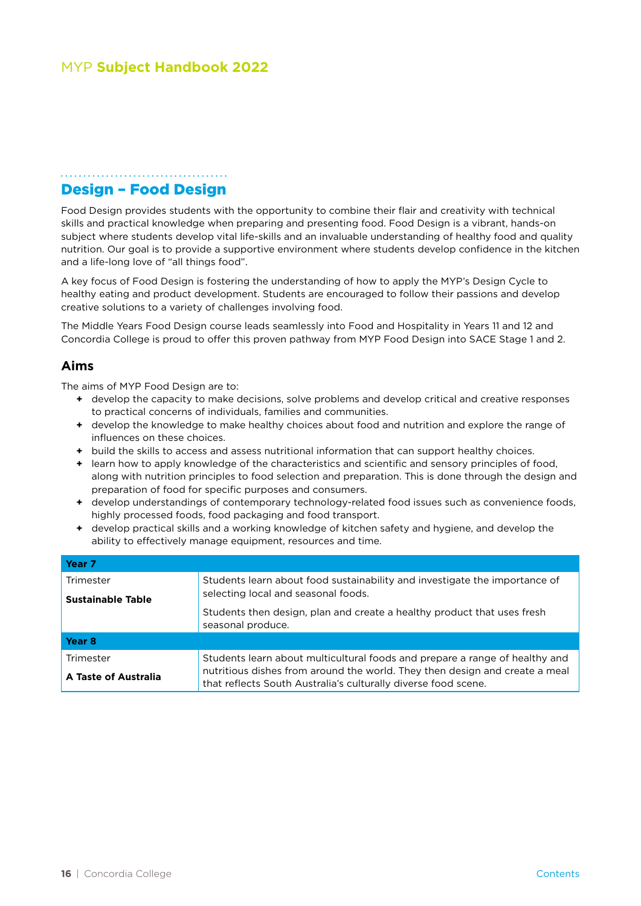## Design – Food Design

Food Design provides students with the opportunity to combine their flair and creativity with technical skills and practical knowledge when preparing and presenting food. Food Design is a vibrant, hands-on subject where students develop vital life-skills and an invaluable understanding of healthy food and quality nutrition. Our goal is to provide a supportive environment where students develop confidence in the kitchen and a life-long love of "all things food".

A key focus of Food Design is fostering the understanding of how to apply the MYP's Design Cycle to healthy eating and product development. Students are encouraged to follow their passions and develop creative solutions to a variety of challenges involving food.

The Middle Years Food Design course leads seamlessly into Food and Hospitality in Years 11 and 12 and Concordia College is proud to offer this proven pathway from MYP Food Design into SACE Stage 1 and 2.

### Aims

The aims of MYP Food Design are to:

+ develop the capacity to make decisions, solve problems and develop critical and creative responses to practical concerns of individuals, families and communities.
+ develop the knowledge to make healthy choices about food and nutrition and explore the range of influences on these choices.
+ build the skills to access and assess nutritional information that can support healthy choices.
+ learn how to apply knowledge of the characteristics and scientific and sensory principles of food, along with nutrition principles to food selection and preparation. This is done through the design and preparation of food for specific purposes and consumers.
+ develop understandings of contemporary technology-related food issues such as convenience foods, highly processed foods, food packaging and food transport.
+ develop practical skills and a working knowledge of kitchen safety and hygiene, and develop the ability to effectively manage equipment, resources and time.

| **Year 7** | |
|---|---|
| Trimester<br>**Sustainable Table** | Students learn about food sustainability and investigate the importance of selecting local and seasonal foods.<br>Students then design, plan and create a healthy product that uses fresh seasonal produce. |
| **Year 8** | |
| Trimester<br>**A Taste of Australia** | Students learn about multicultural foods and prepare a range of healthy and nutritious dishes from around the world. They then design and create a meal that reflects South Australia's culturally diverse food scene. |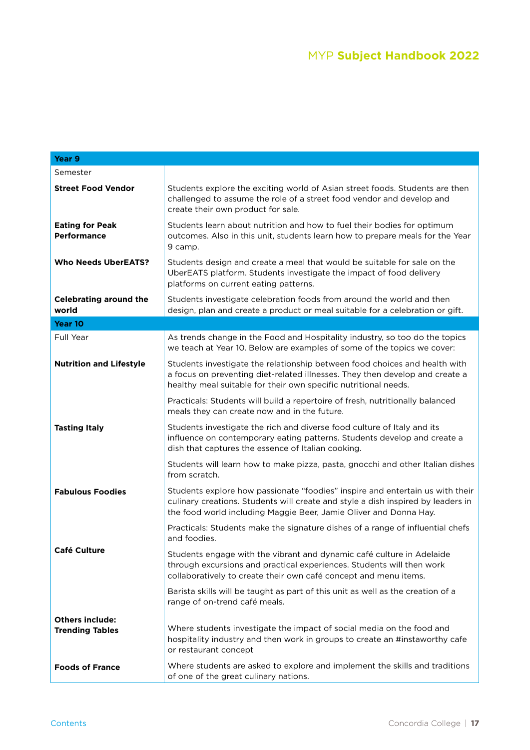| Year 9 | |
|---|---|
| Semester | |
| **Street Food Vendor** | Students explore the exciting world of Asian street foods. Students are then challenged to assume the role of a street food vendor and develop and create their own product for sale. |
| **Eating for Peak Performance** | Students learn about nutrition and how to fuel their bodies for optimum outcomes. Also in this unit, students learn how to prepare meals for the Year 9 camp. |
| **Who Needs UberEATS?** | Students design and create a meal that would be suitable for sale on the UberEATS platform. Students investigate the impact of food delivery platforms on current eating patterns. |
| **Celebrating around the world** | Students investigate celebration foods from around the world and then design, plan and create a product or meal suitable for a celebration or gift. |
| **Year 10** | |
| Full Year | As trends change in the Food and Hospitality industry, so too do the topics we teach at Year 10. Below are examples of some of the topics we cover: |
| **Nutrition and Lifestyle** | Students investigate the relationship between food choices and health with a focus on preventing diet-related illnesses. They then develop and create a healthy meal suitable for their own specific nutritional needs. |
| | Practicals: Students will build a repertoire of fresh, nutritionally balanced meals they can create now and in the future. |
| **Tasting Italy** | Students investigate the rich and diverse food culture of Italy and its influence on contemporary eating patterns. Students develop and create a dish that captures the essence of Italian cooking. |
| | Students will learn how to make pizza, pasta, gnocchi and other Italian dishes from scratch. |
| **Fabulous Foodies** | Students explore how passionate "foodies" inspire and entertain us with their culinary creations. Students will create and style a dish inspired by leaders in the food world including Maggie Beer, Jamie Oliver and Donna Hay. |
| | Practicals: Students make the signature dishes of a range of influential chefs and foodies. |
| **Café Culture** | Students engage with the vibrant and dynamic café culture in Adelaide through excursions and practical experiences. Students will then work collaboratively to create their own café concept and menu items. |
| | Barista skills will be taught as part of this unit as well as the creation of a range of on-trend café meals. |
| **Others include: Trending Tables** | Where students investigate the impact of social media on the food and hospitality industry and then work in groups to create an #instaworthy cafe or restaurant concept |
| **Foods of France** | Where students are asked to explore and implement the skills and traditions of one of the great culinary nations. |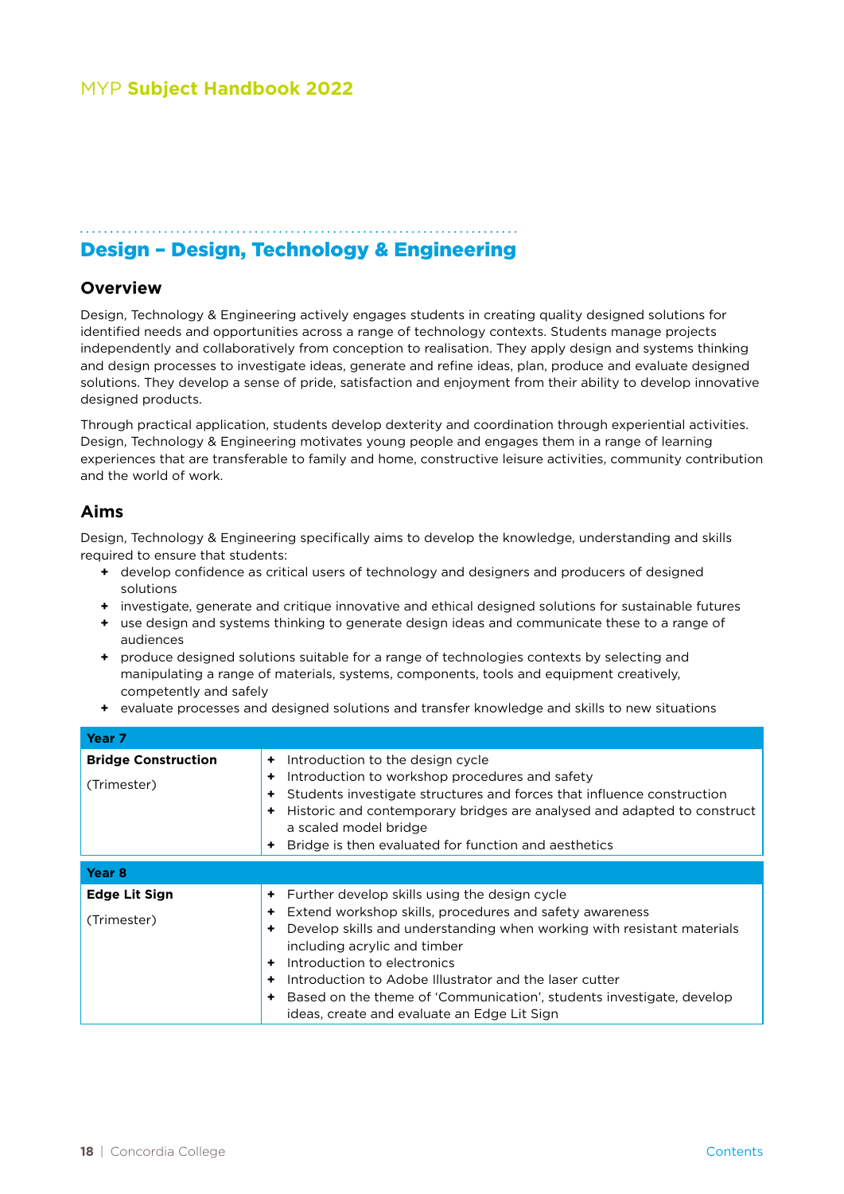## Design – Design, Technology & Engineering

### Overview

Design, Technology & Engineering actively engages students in creating quality designed solutions for identified needs and opportunities across a range of technology contexts. Students manage projects independently and collaboratively from conception to realisation. They apply design and systems thinking and design processes to investigate ideas, generate and refine ideas, plan, produce and evaluate designed solutions. They develop a sense of pride, satisfaction and enjoyment from their ability to develop innovative designed products.

Through practical application, students develop dexterity and coordination through experiential activities. Design, Technology & Engineering motivates young people and engages them in a range of learning experiences that are transferable to family and home, constructive leisure activities, community contribution and the world of work.

### Aims

Design, Technology & Engineering specifically aims to develop the knowledge, understanding and skills required to ensure that students:

- develop confidence as critical users of technology and designers and producers of designed solutions
- investigate, generate and critique innovative and ethical designed solutions for sustainable futures
- use design and systems thinking to generate design ideas and communicate these to a range of audiences
- produce designed solutions suitable for a range of technologies contexts by selecting and manipulating a range of materials, systems, components, tools and equipment creatively, competently and safely
- evaluate processes and designed solutions and transfer knowledge and skills to new situations

| Year 7 | |
|---|---|
| **Bridge Construction**<br><br>(Trimester) | + Introduction to the design cycle<br>+ Introduction to workshop procedures and safety<br>+ Students investigate structures and forces that influence construction<br>+ Historic and contemporary bridges are analysed and adapted to construct a scaled model bridge<br>+ Bridge is then evaluated for function and aesthetics |

| Year 8 | |
|---|---|
| **Edge Lit Sign**<br><br>(Trimester) | + Further develop skills using the design cycle<br>+ Extend workshop skills, procedures and safety awareness<br>+ Develop skills and understanding when working with resistant materials including acrylic and timber<br>+ Introduction to electronics<br>+ Introduction to Adobe Illustrator and the laser cutter<br>+ Based on the theme of 'Communication', students investigate, develop ideas, create and evaluate an Edge Lit Sign |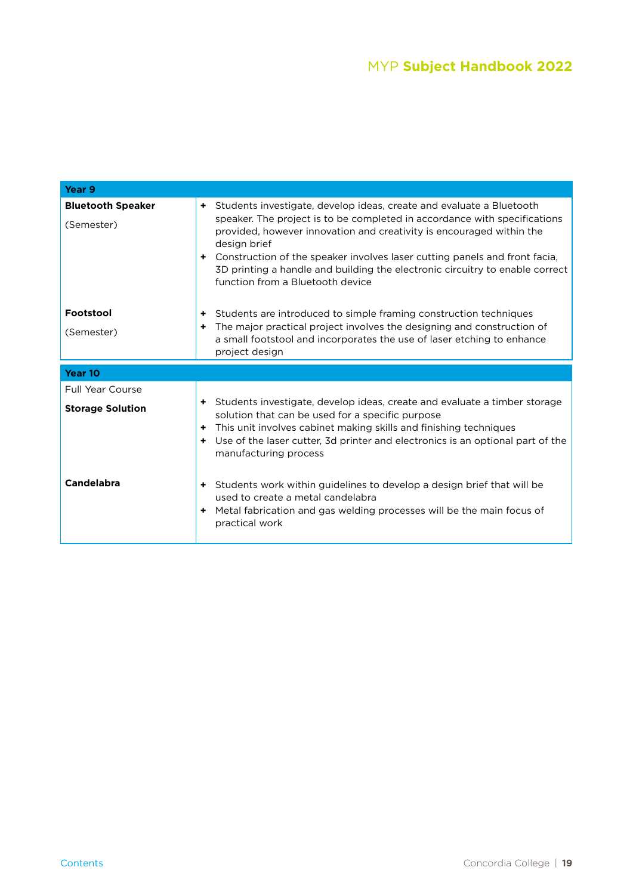| Year 9 | |
|---|---|
| **Bluetooth Speaker**<br><br>(Semester) | + Students investigate, develop ideas, create and evaluate a Bluetooth speaker. The project is to be completed in accordance with specifications provided, however innovation and creativity is encouraged within the design brief<br>+ Construction of the speaker involves laser cutting panels and front facia, 3D printing a handle and building the electronic circuitry to enable correct function from a Bluetooth device |
| **Footstool**<br><br>(Semester) | + Students are introduced to simple framing construction techniques<br>+ The major practical project involves the designing and construction of a small footstool and incorporates the use of laser etching to enhance project design |

| Year 10 | |
|---|---|
| Full Year Course<br><br>**Storage Solution** | + Students investigate, develop ideas, create and evaluate a timber storage solution that can be used for a specific purpose<br>+ This unit involves cabinet making skills and finishing techniques<br>+ Use of the laser cutter, 3d printer and electronics is an optional part of the manufacturing process |
| **Candelabra** | + Students work within guidelines to develop a design brief that will be used to create a metal candelabra<br>+ Metal fabrication and gas welding processes will be the main focus of practical work |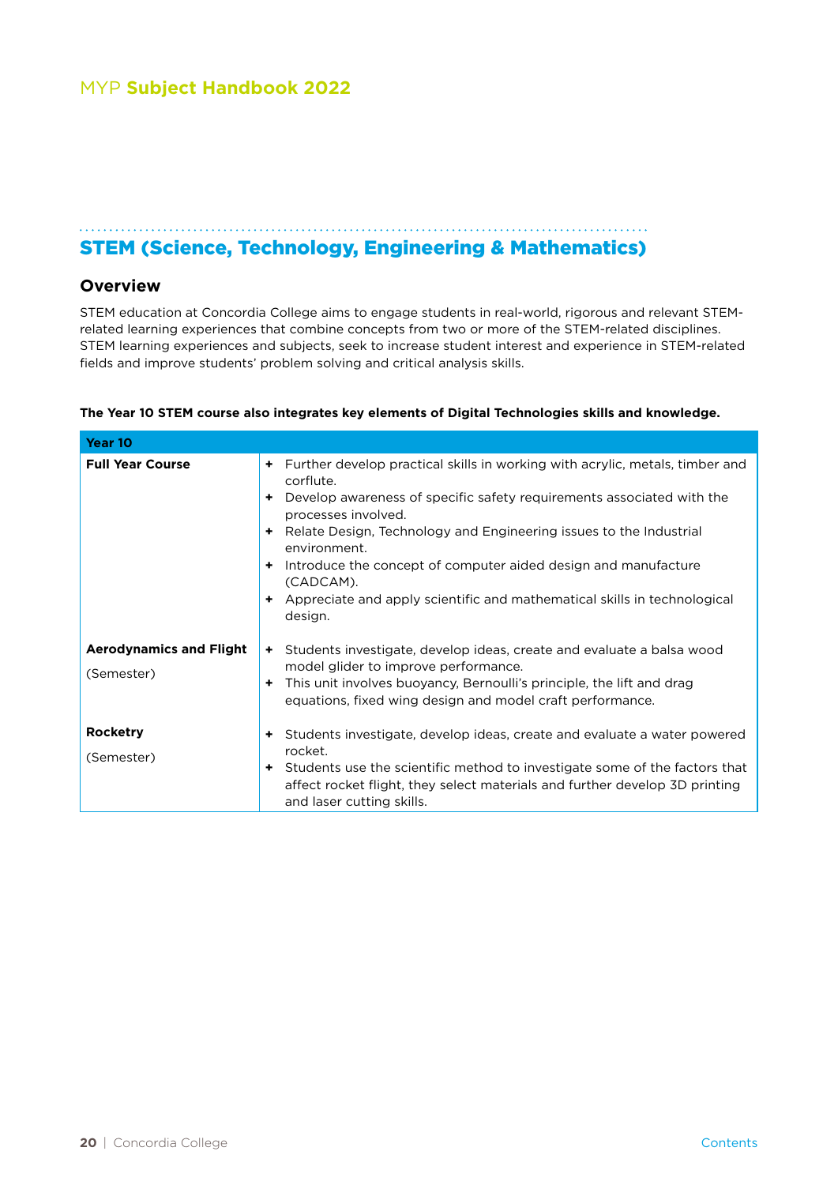## STEM (Science, Technology, Engineering & Mathematics)

### Overview

STEM education at Concordia College aims to engage students in real-world, rigorous and relevant STEM-related learning experiences that combine concepts from two or more of the STEM-related disciplines. STEM learning experiences and subjects, seek to increase student interest and experience in STEM-related fields and improve students' problem solving and critical analysis skills.

**The Year 10 STEM course also integrates key elements of Digital Technologies skills and knowledge.**

| Year 10 | |
|---|---|
| **Full Year Course** | + Further develop practical skills in working with acrylic, metals, timber and corflute.<br>+ Develop awareness of specific safety requirements associated with the processes involved.<br>+ Relate Design, Technology and Engineering issues to the Industrial environment.<br>+ Introduce the concept of computer aided design and manufacture (CADCAM).<br>+ Appreciate and apply scientific and mathematical skills in technological design. |
| **Aerodynamics and Flight**<br>(Semester) | + Students investigate, develop ideas, create and evaluate a balsa wood model glider to improve performance.<br>+ This unit involves buoyancy, Bernoulli's principle, the lift and drag equations, fixed wing design and model craft performance. |
| **Rocketry**<br>(Semester) | + Students investigate, develop ideas, create and evaluate a water powered rocket.<br>+ Students use the scientific method to investigate some of the factors that affect rocket flight, they select materials and further develop 3D printing and laser cutting skills. |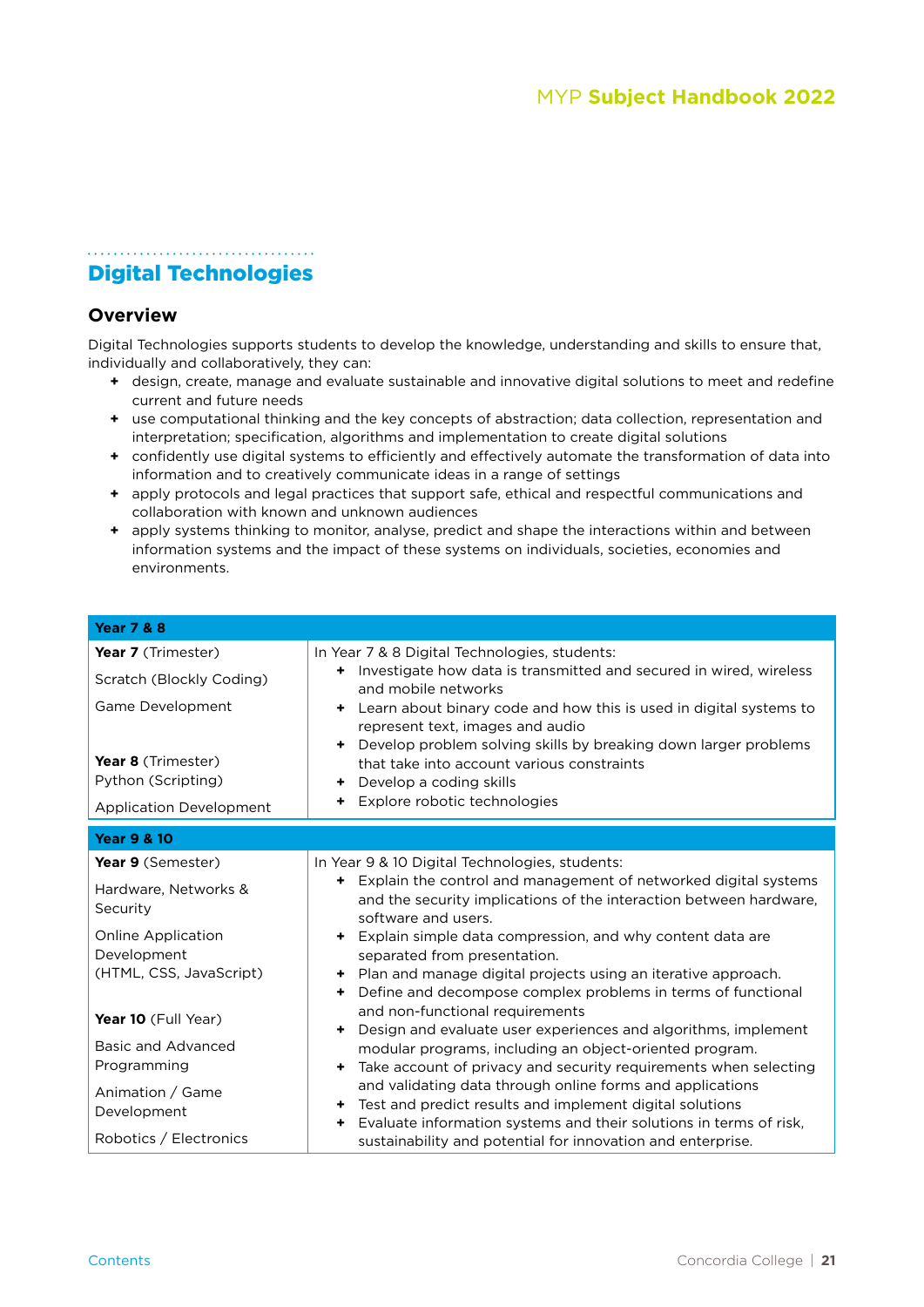## Digital Technologies

### Overview

Digital Technologies supports students to develop the knowledge, understanding and skills to ensure that, individually and collaboratively, they can:

- design, create, manage and evaluate sustainable and innovative digital solutions to meet and redefine current and future needs
- use computational thinking and the key concepts of abstraction; data collection, representation and interpretation; specification, algorithms and implementation to create digital solutions
- confidently use digital systems to efficiently and effectively automate the transformation of data into information and to creatively communicate ideas in a range of settings
- apply protocols and legal practices that support safe, ethical and respectful communications and collaboration with known and unknown audiences
- apply systems thinking to monitor, analyse, predict and shape the interactions within and between information systems and the impact of these systems on individuals, societies, economies and environments.

| **Year 7 & 8** | |
|---|---|
| **Year 7** (Trimester)<br>Scratch (Blockly Coding)<br>Game Development<br><br>**Year 8** (Trimester)<br>Python (Scripting)<br>Application Development | In Year 7 & 8 Digital Technologies, students:<br>+ Investigate how data is transmitted and secured in wired, wireless and mobile networks<br>+ Learn about binary code and how this is used in digital systems to represent text, images and audio<br>+ Develop problem solving skills by breaking down larger problems that take into account various constraints<br>+ Develop a coding skills<br>+ Explore robotic technologies |
| **Year 9 & 10** | |
| **Year 9** (Semester)<br>Hardware, Networks & Security<br>Online Application Development (HTML, CSS, JavaScript)<br><br>**Year 10** (Full Year)<br>Basic and Advanced Programming<br>Animation / Game Development<br>Robotics / Electronics | In Year 9 & 10 Digital Technologies, students:<br>+ Explain the control and management of networked digital systems and the security implications of the interaction between hardware, software and users.<br>+ Explain simple data compression, and why content data are separated from presentation.<br>+ Plan and manage digital projects using an iterative approach.<br>+ Define and decompose complex problems in terms of functional and non-functional requirements<br>+ Design and evaluate user experiences and algorithms, implement modular programs, including an object-oriented program.<br>+ Take account of privacy and security requirements when selecting and validating data through online forms and applications<br>+ Test and predict results and implement digital solutions<br>+ Evaluate information systems and their solutions in terms of risk, sustainability and potential for innovation and enterprise. |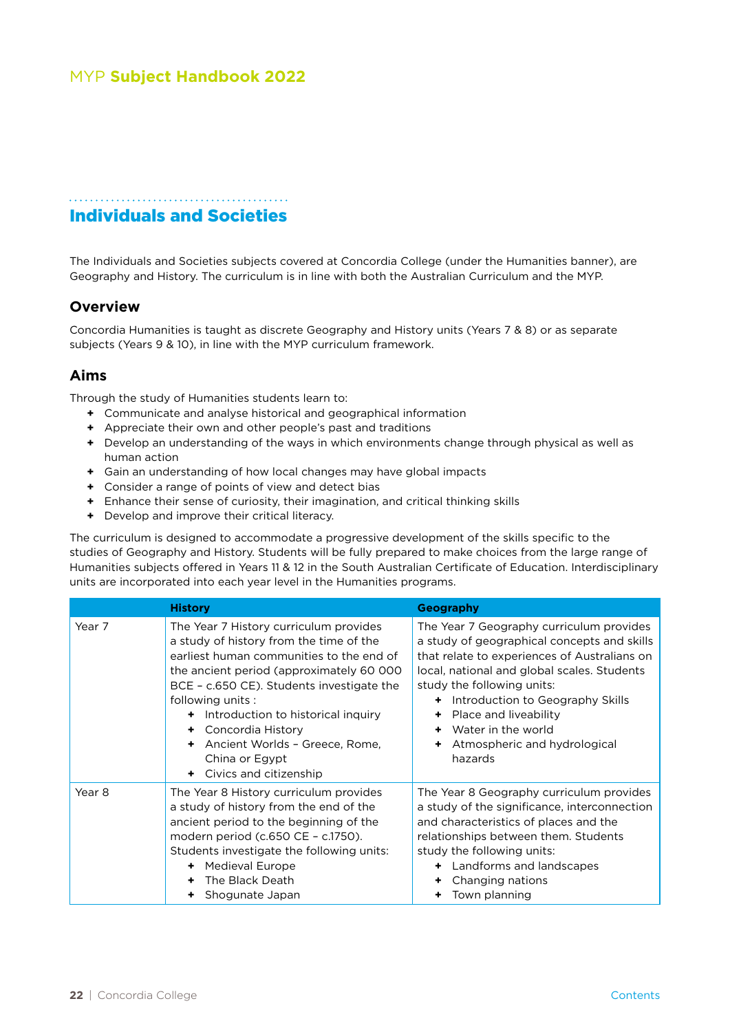# Individuals and Societies

The Individuals and Societies subjects covered at Concordia College (under the Humanities banner), are Geography and History. The curriculum is in line with both the Australian Curriculum and the MYP.

## Overview

Concordia Humanities is taught as discrete Geography and History units (Years 7 & 8) or as separate subjects (Years 9 & 10), in line with the MYP curriculum framework.

## Aims

Through the study of Humanities students learn to:

- Communicate and analyse historical and geographical information
- Appreciate their own and other people's past and traditions
- Develop an understanding of the ways in which environments change through physical as well as human action
- Gain an understanding of how local changes may have global impacts
- Consider a range of points of view and detect bias
- Enhance their sense of curiosity, their imagination, and critical thinking skills
- Develop and improve their critical literacy.

The curriculum is designed to accommodate a progressive development of the skills specific to the studies of Geography and History. Students will be fully prepared to make choices from the large range of Humanities subjects offered in Years 11 & 12 in the South Australian Certificate of Education. Interdisciplinary units are incorporated into each year level in the Humanities programs.

| | History | Geography |
|---|---|---|
| Year 7 | The Year 7 History curriculum provides a study of history from the time of the earliest human communities to the end of the ancient period (approximately 60 000 BCE – c.650 CE). Students investigate the following units :<br>+ Introduction to historical inquiry<br>+ Concordia History<br>+ Ancient Worlds – Greece, Rome, China or Egypt<br>+ Civics and citizenship | The Year 7 Geography curriculum provides a study of geographical concepts and skills that relate to experiences of Australians on local, national and global scales. Students study the following units:<br>+ Introduction to Geography Skills<br>+ Place and liveability<br>+ Water in the world<br>+ Atmospheric and hydrological hazards |
| Year 8 | The Year 8 History curriculum provides a study of history from the end of the ancient period to the beginning of the modern period (c.650 CE – c.1750). Students investigate the following units:<br>+ Medieval Europe<br>+ The Black Death<br>+ Shogunate Japan | The Year 8 Geography curriculum provides a study of the significance, interconnection and characteristics of places and the relationships between them. Students study the following units:<br>+ Landforms and landscapes<br>+ Changing nations<br>+ Town planning |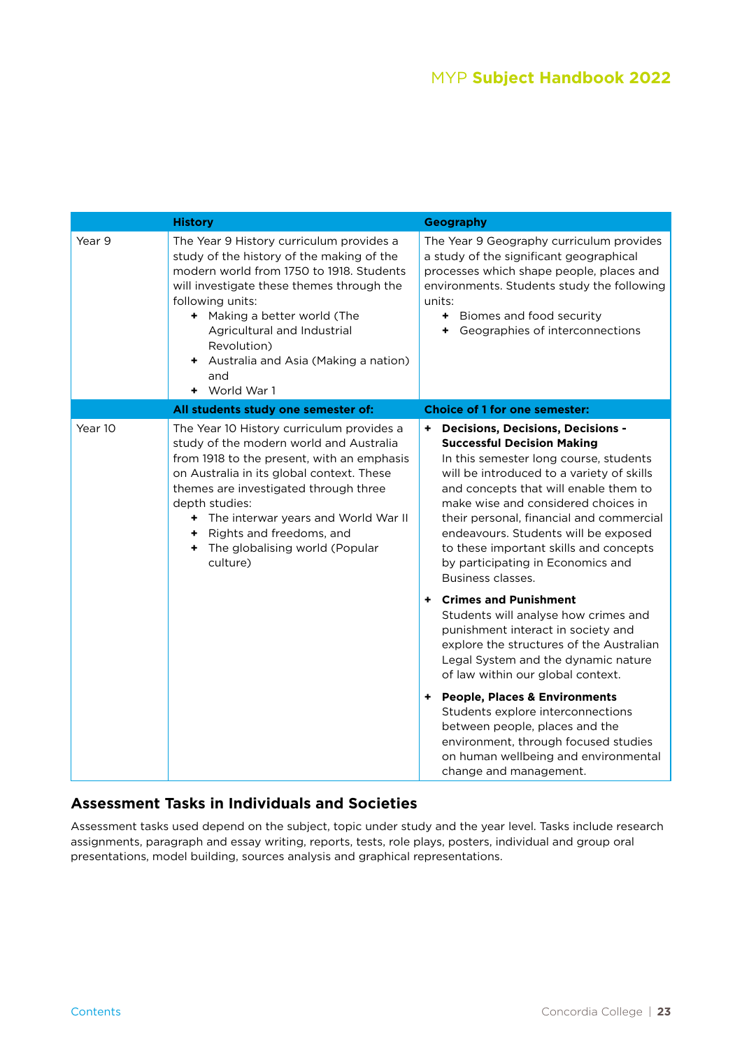| | History | Geography |
|---|---|---|
| Year 9 | The Year 9 History curriculum provides a study of the history of the making of the modern world from 1750 to 1918. Students will investigate these themes through the following units:<br>+ Making a better world (The Agricultural and Industrial Revolution)<br>+ Australia and Asia (Making a nation) and<br>+ World War 1 | The Year 9 Geography curriculum provides a study of the significant geographical processes which shape people, places and environments. Students study the following units:<br>+ Biomes and food security<br>+ Geographies of interconnections |
| | **All students study one semester of:** | **Choice of 1 for one semester:** |
| Year 10 | The Year 10 History curriculum provides a study of the modern world and Australia from 1918 to the present, with an emphasis on Australia in its global context. These themes are investigated through three depth studies:<br>+ The interwar years and World War II<br>+ Rights and freedoms, and<br>+ The globalising world (Popular culture) | + **Decisions, Decisions, Decisions - Successful Decision Making**<br>In this semester long course, students will be introduced to a variety of skills and concepts that will enable them to make wise and considered choices in their personal, financial and commercial endeavours. Students will be exposed to these important skills and concepts by participating in Economics and Business classes.<br>+ **Crimes and Punishment**<br>Students will analyse how crimes and punishment interact in society and explore the structures of the Australian Legal System and the dynamic nature of law within our global context.<br>+ **People, Places & Environments**<br>Students explore interconnections between people, places and the environment, through focused studies on human wellbeing and environmental change and management. |

## Assessment Tasks in Individuals and Societies

Assessment tasks used depend on the subject, topic under study and the year level. Tasks include research assignments, paragraph and essay writing, reports, tests, role plays, posters, individual and group oral presentations, model building, sources analysis and graphical representations.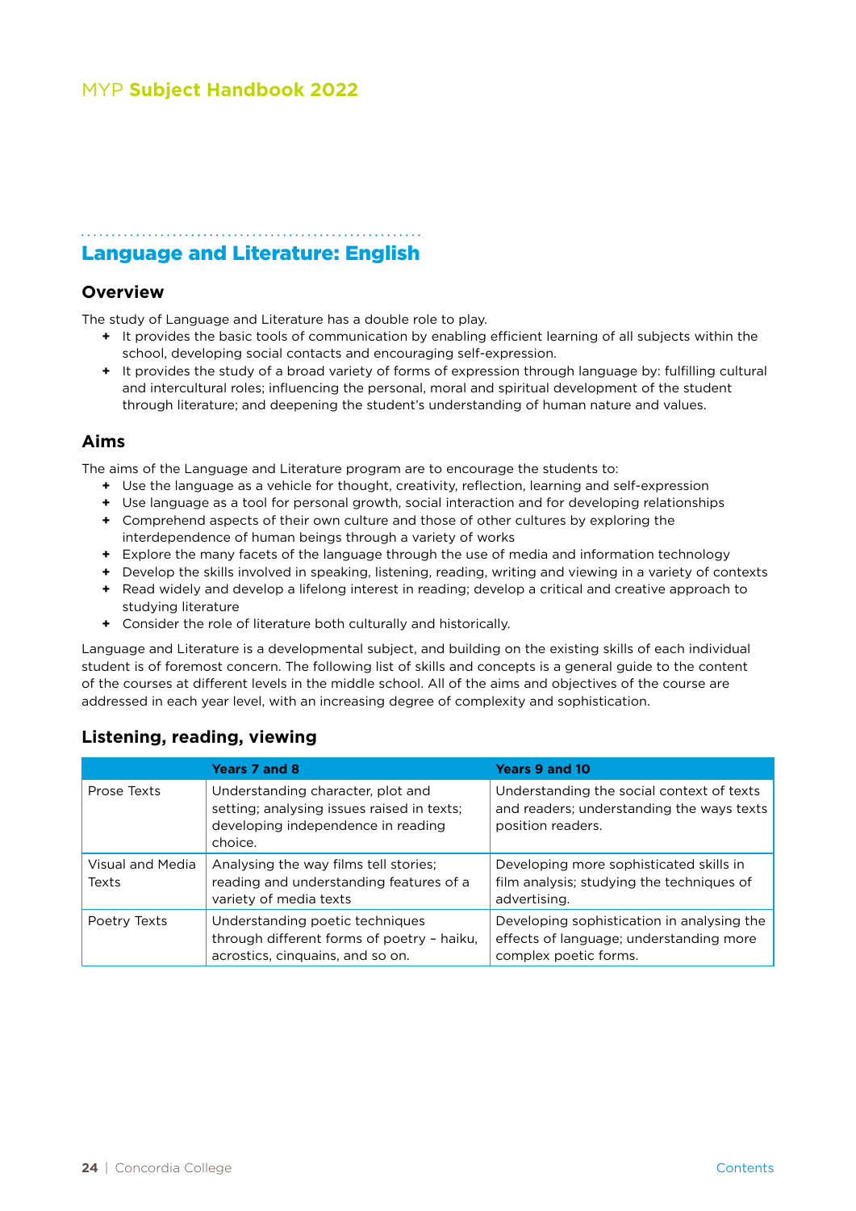## Language and Literature: English

### Overview

The study of Language and Literature has a double role to play.

- It provides the basic tools of communication by enabling efficient learning of all subjects within the school, developing social contacts and encouraging self-expression.
- It provides the study of a broad variety of forms of expression through language by: fulfilling cultural and intercultural roles; influencing the personal, moral and spiritual development of the student through literature; and deepening the student's understanding of human nature and values.

### Aims

The aims of the Language and Literature program are to encourage the students to:

- Use the language as a vehicle for thought, creativity, reflection, learning and self-expression
- Use language as a tool for personal growth, social interaction and for developing relationships
- Comprehend aspects of their own culture and those of other cultures by exploring the interdependence of human beings through a variety of works
- Explore the many facets of the language through the use of media and information technology
- Develop the skills involved in speaking, listening, reading, writing and viewing in a variety of contexts
- Read widely and develop a lifelong interest in reading; develop a critical and creative approach to studying literature
- Consider the role of literature both culturally and historically.

Language and Literature is a developmental subject, and building on the existing skills of each individual student is of foremost concern. The following list of skills and concepts is a general guide to the content of the courses at different levels in the middle school. All of the aims and objectives of the course are addressed in each year level, with an increasing degree of complexity and sophistication.

### Listening, reading, viewing

| | Years 7 and 8 | Years 9 and 10 |
|---|---|---|
| Prose Texts | Understanding character, plot and setting; analysing issues raised in texts; developing independence in reading choice. | Understanding the social context of texts and readers; understanding the ways texts position readers. |
| Visual and Media Texts | Analysing the way films tell stories; reading and understanding features of a variety of media texts | Developing more sophisticated skills in film analysis; studying the techniques of advertising. |
| Poetry Texts | Understanding poetic techniques through different forms of poetry – haiku, acrostics, cinquains, and so on. | Developing sophistication in analysing the effects of language; understanding more complex poetic forms. |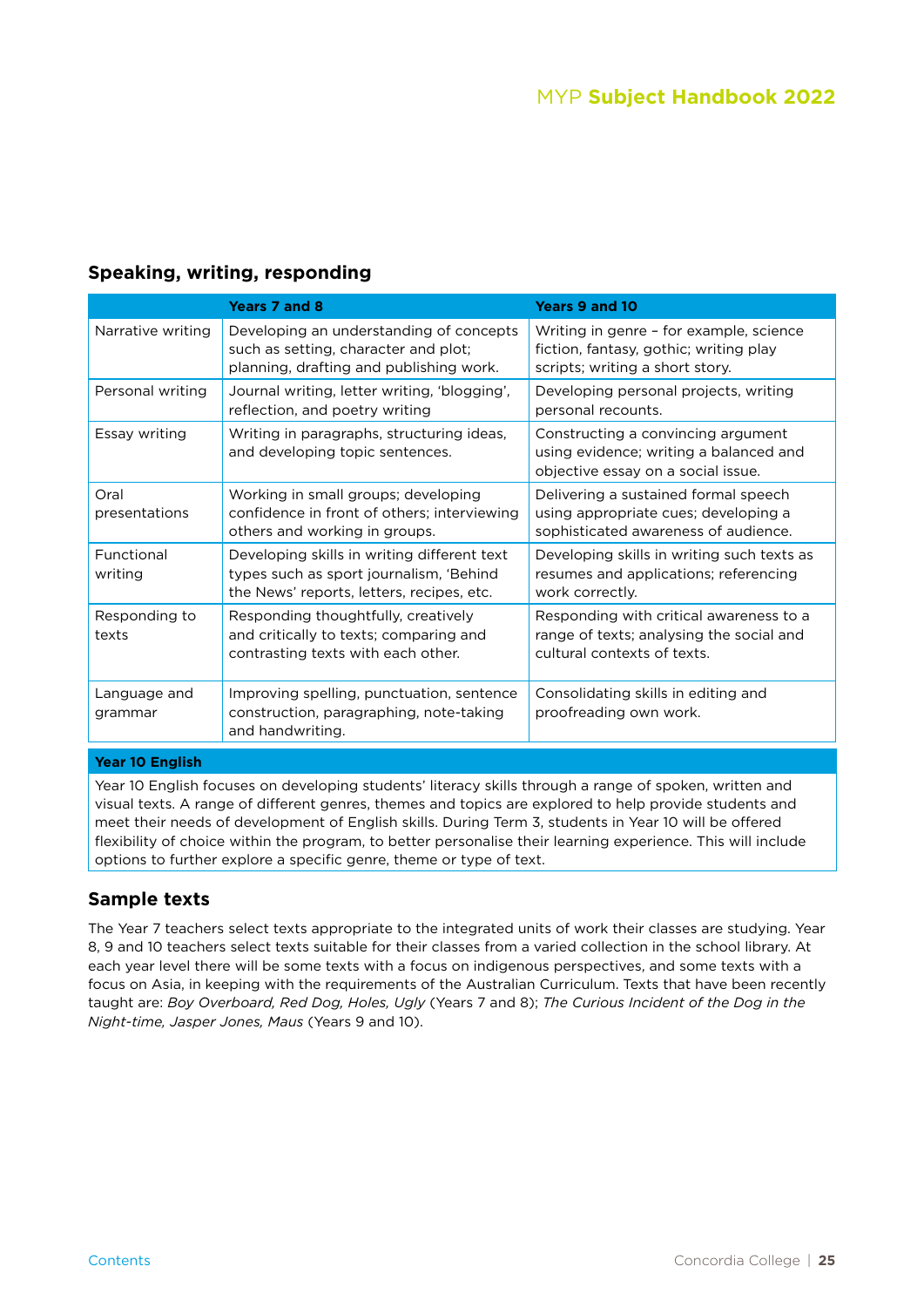## Speaking, writing, responding

| | Years 7 and 8 | Years 9 and 10 |
|---|---|---|
| Narrative writing | Developing an understanding of concepts such as setting, character and plot; planning, drafting and publishing work. | Writing in genre – for example, science fiction, fantasy, gothic; writing play scripts; writing a short story. |
| Personal writing | Journal writing, letter writing, 'blogging', reflection, and poetry writing | Developing personal projects, writing personal recounts. |
| Essay writing | Writing in paragraphs, structuring ideas, and developing topic sentences. | Constructing a convincing argument using evidence; writing a balanced and objective essay on a social issue. |
| Oral presentations | Working in small groups; developing confidence in front of others; interviewing others and working in groups. | Delivering a sustained formal speech using appropriate cues; developing a sophisticated awareness of audience. |
| Functional writing | Developing skills in writing different text types such as sport journalism, 'Behind the News' reports, letters, recipes, etc. | Developing skills in writing such texts as resumes and applications; referencing work correctly. |
| Responding to texts | Responding thoughtfully, creatively and critically to texts; comparing and contrasting texts with each other. | Responding with critical awareness to a range of texts; analysing the social and cultural contexts of texts. |
| Language and grammar | Improving spelling, punctuation, sentence construction, paragraphing, note-taking and handwriting. | Consolidating skills in editing and proofreading own work. |

| Year 10 English |
|---|
| Year 10 English focuses on developing students' literacy skills through a range of spoken, written and visual texts. A range of different genres, themes and topics are explored to help provide students and meet their needs of development of English skills. During Term 3, students in Year 10 will be offered flexibility of choice within the program, to better personalise their learning experience. This will include options to further explore a specific genre, theme or type of text. |

## Sample texts

The Year 7 teachers select texts appropriate to the integrated units of work their classes are studying. Year 8, 9 and 10 teachers select texts suitable for their classes from a varied collection in the school library. At each year level there will be some texts with a focus on indigenous perspectives, and some texts with a focus on Asia, in keeping with the requirements of the Australian Curriculum. Texts that have been recently taught are: *Boy Overboard, Red Dog, Holes, Ugly* (Years 7 and 8); *The Curious Incident of the Dog in the Night-time, Jasper Jones, Maus* (Years 9 and 10).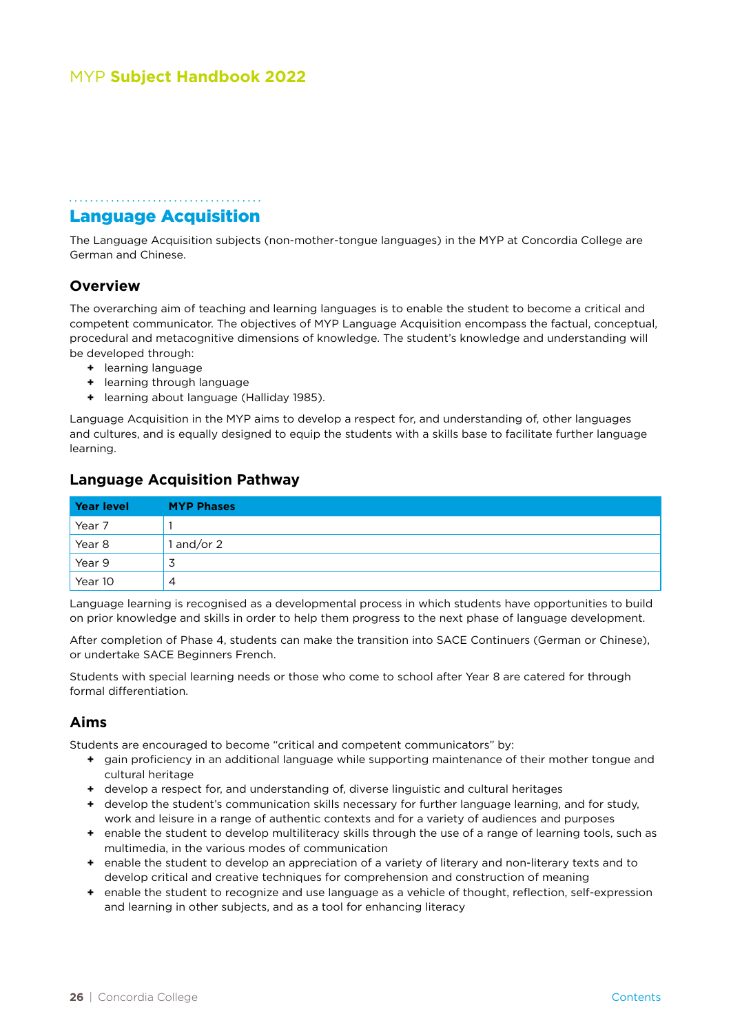## Language Acquisition

The Language Acquisition subjects (non-mother-tongue languages) in the MYP at Concordia College are German and Chinese.

### Overview

The overarching aim of teaching and learning languages is to enable the student to become a critical and competent communicator. The objectives of MYP Language Acquisition encompass the factual, conceptual, procedural and metacognitive dimensions of knowledge. The student's knowledge and understanding will be developed through:

- learning language
- learning through language
- learning about language (Halliday 1985).

Language Acquisition in the MYP aims to develop a respect for, and understanding of, other languages and cultures, and is equally designed to equip the students with a skills base to facilitate further language learning.

### Language Acquisition Pathway

| Year level | MYP Phases |
|---|---|
| Year 7 | 1 |
| Year 8 | 1 and/or 2 |
| Year 9 | 3 |
| Year 10 | 4 |

Language learning is recognised as a developmental process in which students have opportunities to build on prior knowledge and skills in order to help them progress to the next phase of language development.

After completion of Phase 4, students can make the transition into SACE Continuers (German or Chinese), or undertake SACE Beginners French.

Students with special learning needs or those who come to school after Year 8 are catered for through formal differentiation.

### Aims

Students are encouraged to become "critical and competent communicators" by:

- gain proficiency in an additional language while supporting maintenance of their mother tongue and cultural heritage
- develop a respect for, and understanding of, diverse linguistic and cultural heritages
- develop the student's communication skills necessary for further language learning, and for study, work and leisure in a range of authentic contexts and for a variety of audiences and purposes
- enable the student to develop multiliteracy skills through the use of a range of learning tools, such as multimedia, in the various modes of communication
- enable the student to develop an appreciation of a variety of literary and non-literary texts and to develop critical and creative techniques for comprehension and construction of meaning
- enable the student to recognize and use language as a vehicle of thought, reflection, self-expression and learning in other subjects, and as a tool for enhancing literacy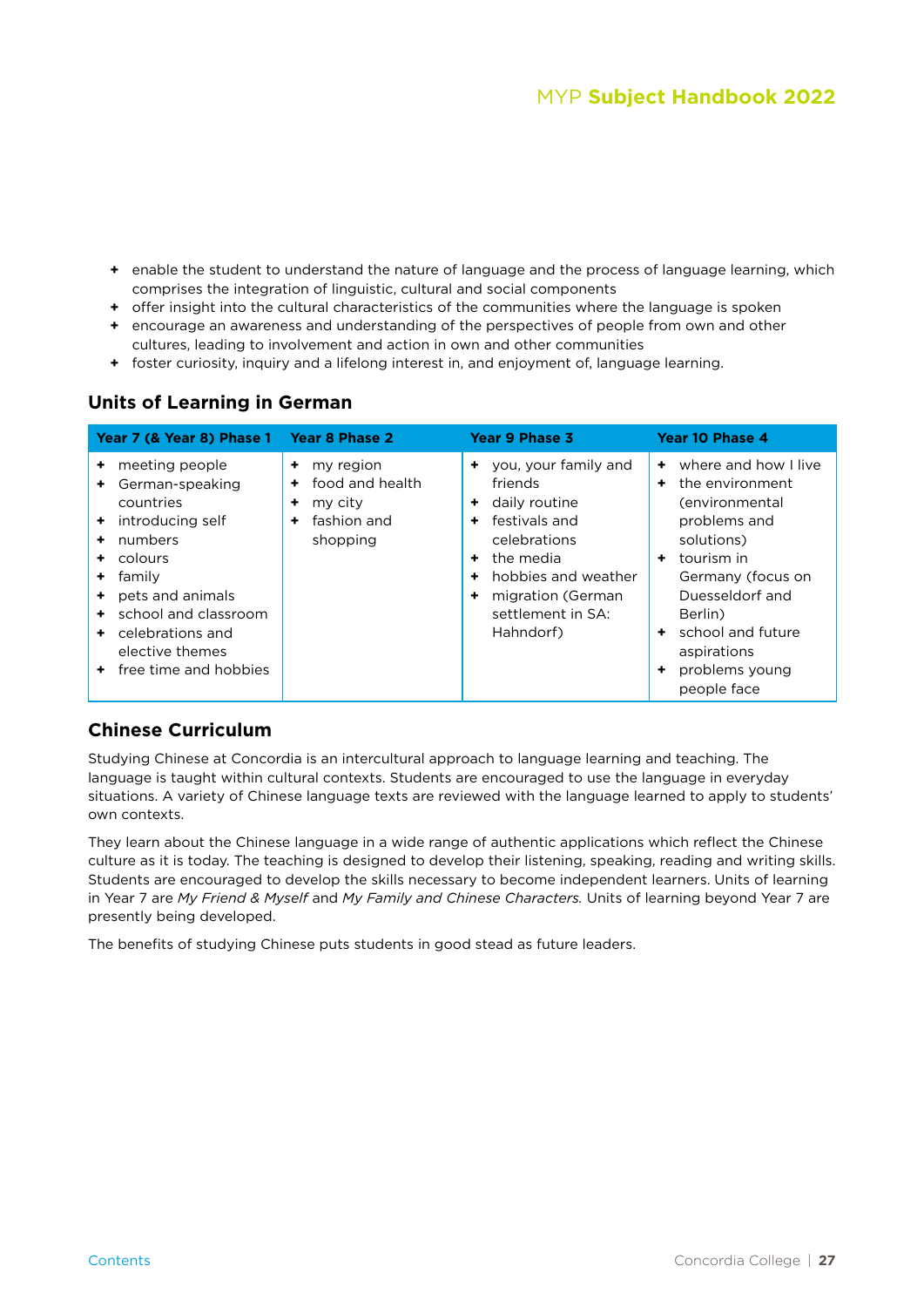- enable the student to understand the nature of language and the process of language learning, which comprises the integration of linguistic, cultural and social components
- offer insight into the cultural characteristics of the communities where the language is spoken
- encourage an awareness and understanding of the perspectives of people from own and other cultures, leading to involvement and action in own and other communities
- foster curiosity, inquiry and a lifelong interest in, and enjoyment of, language learning.

## Units of Learning in German

| Year 7 (& Year 8) Phase 1 | Year 8 Phase 2 | Year 9 Phase 3 | Year 10 Phase 4 |
|---|---|---|---|
| + meeting people<br>+ German-speaking countries<br>+ introducing self<br>+ numbers<br>+ colours<br>+ family<br>+ pets and animals<br>+ school and classroom<br>+ celebrations and elective themes<br>+ free time and hobbies | + my region<br>+ food and health<br>+ my city<br>+ fashion and shopping | + you, your family and friends<br>+ daily routine<br>+ festivals and celebrations<br>+ the media<br>+ hobbies and weather<br>+ migration (German settlement in SA: Hahndorf) | + where and how I live<br>+ the environment (environmental problems and solutions)<br>+ tourism in Germany (focus on Duesseldorf and Berlin)<br>+ school and future aspirations<br>+ problems young people face |

## Chinese Curriculum

Studying Chinese at Concordia is an intercultural approach to language learning and teaching. The language is taught within cultural contexts. Students are encouraged to use the language in everyday situations. A variety of Chinese language texts are reviewed with the language learned to apply to students' own contexts.

They learn about the Chinese language in a wide range of authentic applications which reflect the Chinese culture as it is today. The teaching is designed to develop their listening, speaking, reading and writing skills. Students are encouraged to develop the skills necessary to become independent learners. Units of learning in Year 7 are *My Friend & Myself* and *My Family and Chinese Characters.* Units of learning beyond Year 7 are presently being developed.

The benefits of studying Chinese puts students in good stead as future leaders.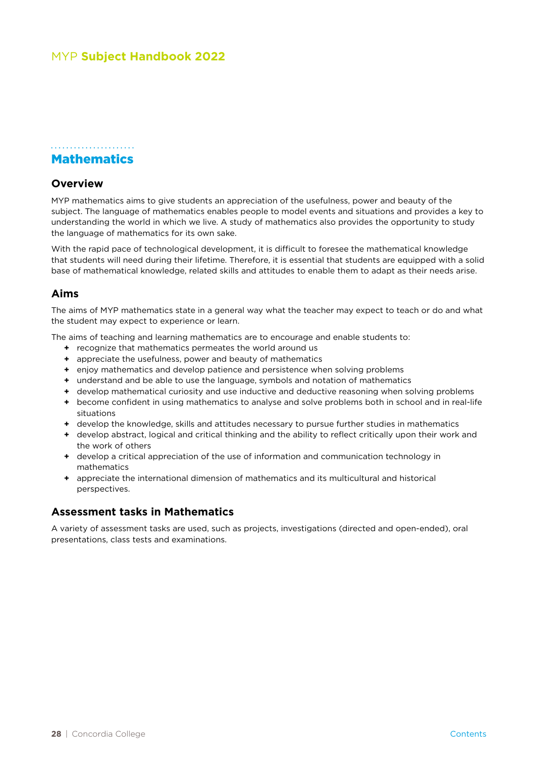# Mathematics

## Overview

MYP mathematics aims to give students an appreciation of the usefulness, power and beauty of the subject. The language of mathematics enables people to model events and situations and provides a key to understanding the world in which we live. A study of mathematics also provides the opportunity to study the language of mathematics for its own sake.

With the rapid pace of technological development, it is difficult to foresee the mathematical knowledge that students will need during their lifetime. Therefore, it is essential that students are equipped with a solid base of mathematical knowledge, related skills and attitudes to enable them to adapt as their needs arise.

## Aims

The aims of MYP mathematics state in a general way what the teacher may expect to teach or do and what the student may expect to experience or learn.

The aims of teaching and learning mathematics are to encourage and enable students to:

- recognize that mathematics permeates the world around us
- appreciate the usefulness, power and beauty of mathematics
- enjoy mathematics and develop patience and persistence when solving problems
- understand and be able to use the language, symbols and notation of mathematics
- develop mathematical curiosity and use inductive and deductive reasoning when solving problems
- become confident in using mathematics to analyse and solve problems both in school and in real-life situations
- develop the knowledge, skills and attitudes necessary to pursue further studies in mathematics
- develop abstract, logical and critical thinking and the ability to reflect critically upon their work and the work of others
- develop a critical appreciation of the use of information and communication technology in mathematics
- appreciate the international dimension of mathematics and its multicultural and historical perspectives.

## Assessment tasks in Mathematics

A variety of assessment tasks are used, such as projects, investigations (directed and open-ended), oral presentations, class tests and examinations.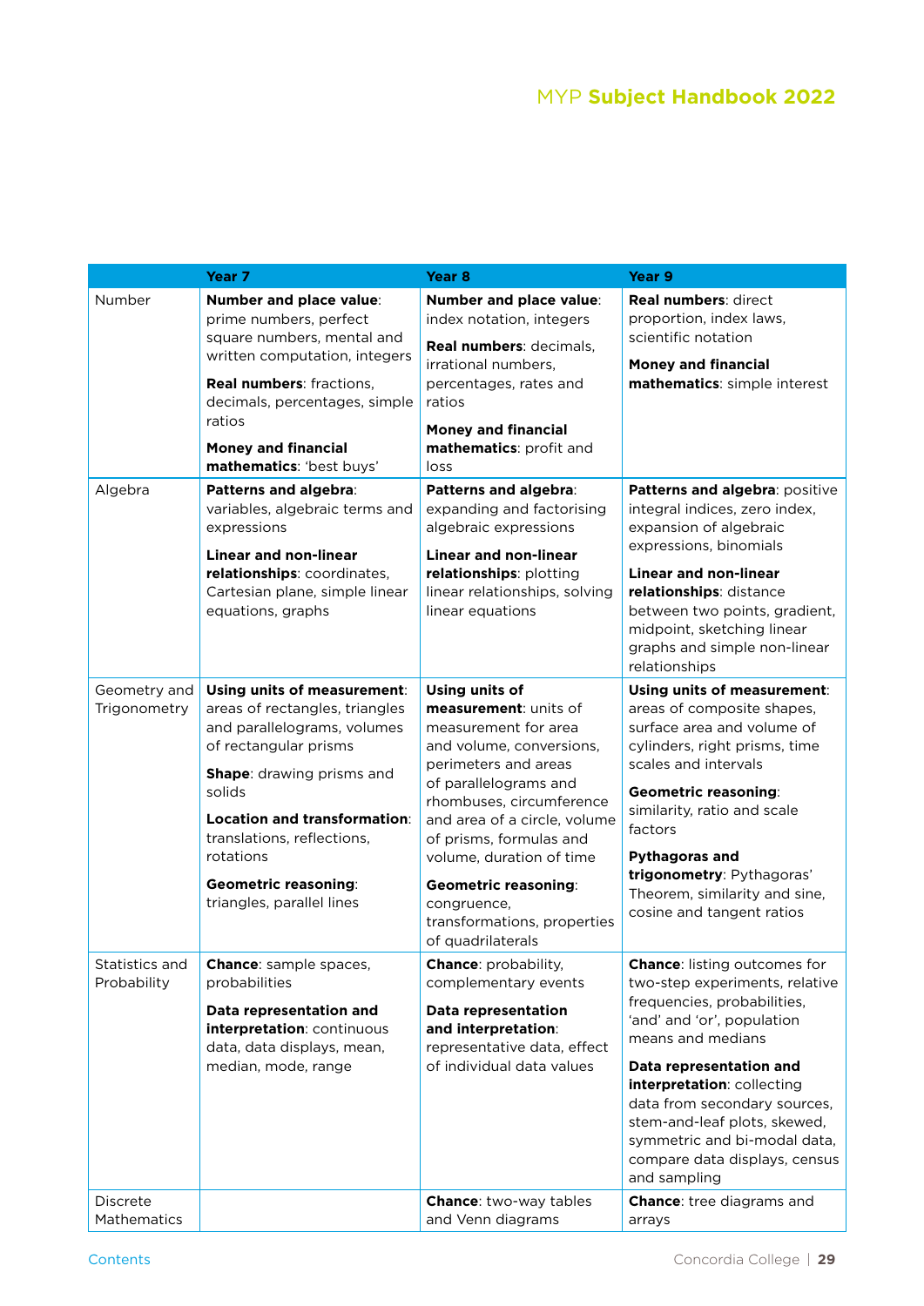| | Year 7 | Year 8 | Year 9 |
|---|---|---|---|
| Number | **Number and place value**: prime numbers, perfect square numbers, mental and written computation, integers<br>**Real numbers**: fractions, decimals, percentages, simple ratios<br>**Money and financial mathematics**: 'best buys' | **Number and place value**: index notation, integers<br>**Real numbers**: decimals, irrational numbers, percentages, rates and ratios<br>**Money and financial mathematics**: profit and loss | **Real numbers**: direct proportion, index laws, scientific notation<br>**Money and financial mathematics**: simple interest |
| Algebra | **Patterns and algebra**: variables, algebraic terms and expressions<br>**Linear and non-linear relationships**: coordinates, Cartesian plane, simple linear equations, graphs | **Patterns and algebra**: expanding and factorising algebraic expressions<br>**Linear and non-linear relationships**: plotting linear relationships, solving linear equations | **Patterns and algebra**: positive integral indices, zero index, expansion of algebraic expressions, binomials<br>**Linear and non-linear relationships**: distance between two points, gradient, midpoint, sketching linear graphs and simple non-linear relationships |
| Geometry and Trigonometry | **Using units of measurement**: areas of rectangles, triangles and parallelograms, volumes of rectangular prisms<br>**Shape**: drawing prisms and solids<br>**Location and transformation**: translations, reflections, rotations<br>**Geometric reasoning**: triangles, parallel lines | **Using units of measurement**: units of measurement for area and volume, conversions, perimeters and areas of parallelograms and rhombuses, circumference and area of a circle, volume of prisms, formulas and volume, duration of time<br>**Geometric reasoning**: congruence, transformations, properties of quadrilaterals | **Using units of measurement**: areas of composite shapes, surface area and volume of cylinders, right prisms, time scales and intervals<br>**Geometric reasoning**: similarity, ratio and scale factors<br>**Pythagoras and trigonometry**: Pythagoras' Theorem, similarity and sine, cosine and tangent ratios |
| Statistics and Probability | **Chance**: sample spaces, probabilities<br>**Data representation and interpretation**: continuous data, data displays, mean, median, mode, range | **Chance**: probability, complementary events<br>**Data representation and interpretation**: representative data, effect of individual data values | **Chance**: listing outcomes for two-step experiments, relative frequencies, probabilities, 'and' and 'or', population means and medians<br>**Data representation and interpretation**: collecting data from secondary sources, stem-and-leaf plots, skewed, symmetric and bi-modal data, compare data displays, census and sampling |
| Discrete Mathematics | | **Chance**: two-way tables and Venn diagrams | **Chance**: tree diagrams and arrays |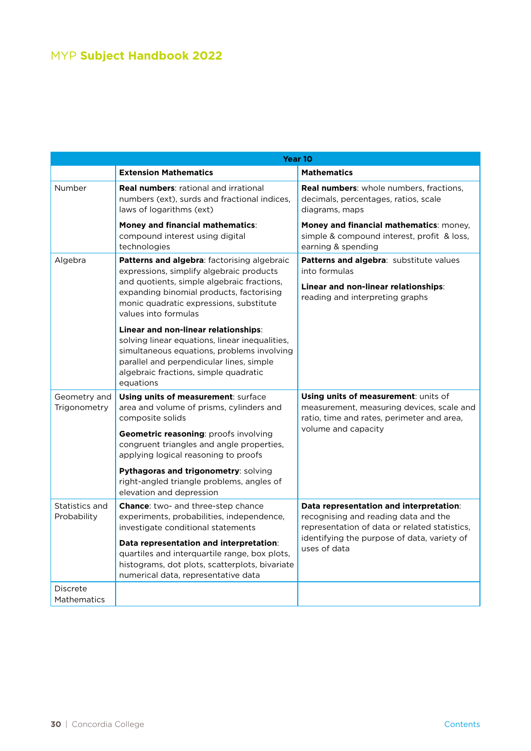| | Year 10 | |
|---|---|---|
| | **Extension Mathematics** | **Mathematics** |
| Number | **Real numbers**: rational and irrational numbers (ext), surds and fractional indices, laws of logarithms (ext)<br><br>**Money and financial mathematics**: compound interest using digital technologies | **Real numbers**: whole numbers, fractions, decimals, percentages, ratios, scale diagrams, maps<br><br>**Money and financial mathematics**: money, simple & compound interest, profit & loss, earning & spending |
| Algebra | **Patterns and algebra**: factorising algebraic expressions, simplify algebraic products and quotients, simple algebraic fractions, expanding binomial products, factorising monic quadratic expressions, substitute values into formulas<br><br>**Linear and non-linear relationships**: solving linear equations, linear inequalities, simultaneous equations, problems involving parallel and perpendicular lines, simple algebraic fractions, simple quadratic equations | **Patterns and algebra**: substitute values into formulas<br><br>**Linear and non-linear relationships**: reading and interpreting graphs |
| Geometry and Trigonometry | **Using units of measurement**: surface area and volume of prisms, cylinders and composite solids<br><br>**Geometric reasoning**: proofs involving congruent triangles and angle properties, applying logical reasoning to proofs<br><br>**Pythagoras and trigonometry**: solving right-angled triangle problems, angles of elevation and depression | **Using units of measurement**: units of measurement, measuring devices, scale and ratio, time and rates, perimeter and area, volume and capacity |
| Statistics and Probability | **Chance**: two- and three-step chance experiments, probabilities, independence, investigate conditional statements<br><br>**Data representation and interpretation**: quartiles and interquartile range, box plots, histograms, dot plots, scatterplots, bivariate numerical data, representative data | **Data representation and interpretation**: recognising and reading data and the representation of data or related statistics, identifying the purpose of data, variety of uses of data |
| Discrete Mathematics | | |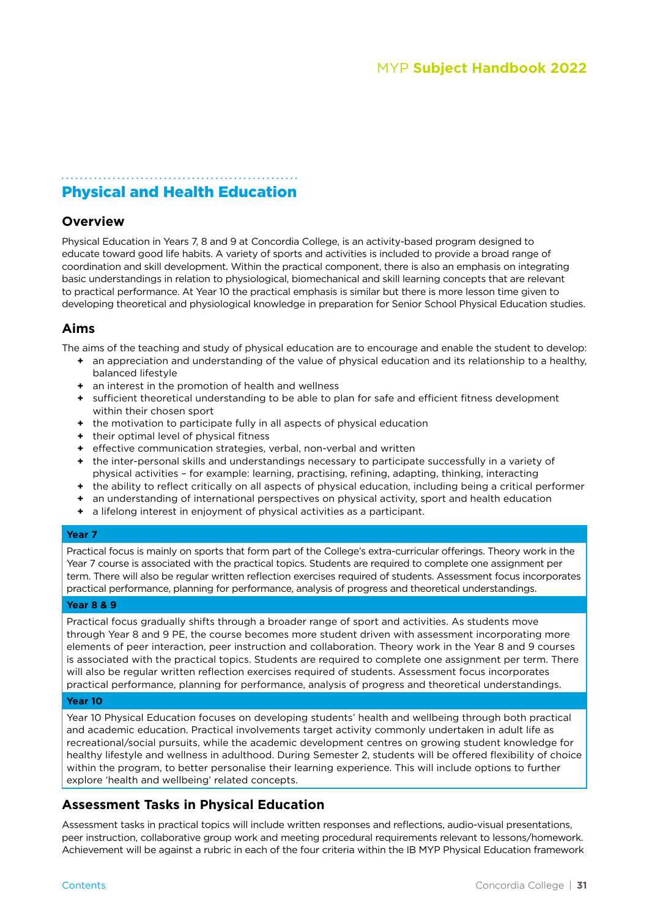# Physical and Health Education

## Overview

Physical Education in Years 7, 8 and 9 at Concordia College, is an activity-based program designed to educate toward good life habits. A variety of sports and activities is included to provide a broad range of coordination and skill development. Within the practical component, there is also an emphasis on integrating basic understandings in relation to physiological, biomechanical and skill learning concepts that are relevant to practical performance. At Year 10 the practical emphasis is similar but there is more lesson time given to developing theoretical and physiological knowledge in preparation for Senior School Physical Education studies.

## Aims

The aims of the teaching and study of physical education are to encourage and enable the student to develop:

- an appreciation and understanding of the value of physical education and its relationship to a healthy, balanced lifestyle
- an interest in the promotion of health and wellness
- sufficient theoretical understanding to be able to plan for safe and efficient fitness development within their chosen sport
- the motivation to participate fully in all aspects of physical education
- their optimal level of physical fitness
- effective communication strategies, verbal, non-verbal and written
- the inter-personal skills and understandings necessary to participate successfully in a variety of physical activities – for example: learning, practising, refining, adapting, thinking, interacting
- the ability to reflect critically on all aspects of physical education, including being a critical performer
- an understanding of international perspectives on physical activity, sport and health education
- a lifelong interest in enjoyment of physical activities as a participant.

| Year 7 |
| --- |
| Practical focus is mainly on sports that form part of the College's extra-curricular offerings. Theory work in the Year 7 course is associated with the practical topics. Students are required to complete one assignment per term. There will also be regular written reflection exercises required of students. Assessment focus incorporates practical performance, planning for performance, analysis of progress and theoretical understandings. |
| **Year 8 & 9** |
| Practical focus gradually shifts through a broader range of sport and activities. As students move through Year 8 and 9 PE, the course becomes more student driven with assessment incorporating more elements of peer interaction, peer instruction and collaboration. Theory work in the Year 8 and 9 courses is associated with the practical topics. Students are required to complete one assignment per term. There will also be regular written reflection exercises required of students. Assessment focus incorporates practical performance, planning for performance, analysis of progress and theoretical understandings. |
| **Year 10** |
| Year 10 Physical Education focuses on developing students' health and wellbeing through both practical and academic education. Practical involvements target activity commonly undertaken in adult life as recreational/social pursuits, while the academic development centres on growing student knowledge for healthy lifestyle and wellness in adulthood. During Semester 2, students will be offered flexibility of choice within the program, to better personalise their learning experience. This will include options to further explore 'health and wellbeing' related concepts. |

## Assessment Tasks in Physical Education

Assessment tasks in practical topics will include written responses and reflections, audio-visual presentations, peer instruction, collaborative group work and meeting procedural requirements relevant to lessons/homework. Achievement will be against a rubric in each of the four criteria within the IB MYP Physical Education framework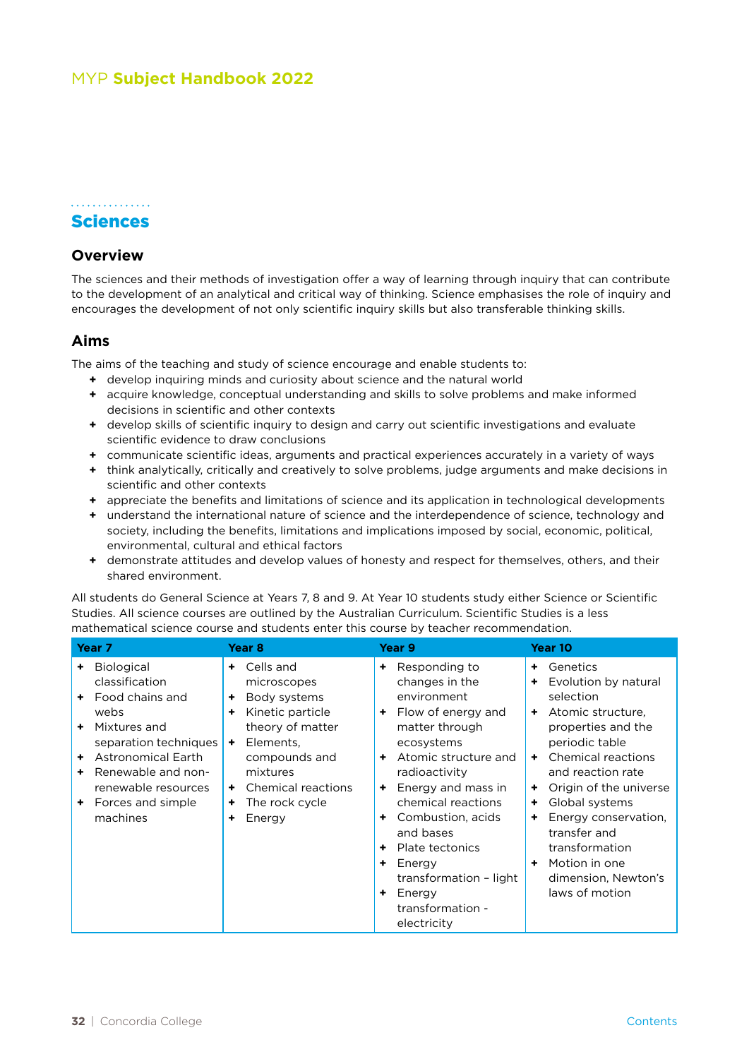## Sciences

### Overview

The sciences and their methods of investigation offer a way of learning through inquiry that can contribute to the development of an analytical and critical way of thinking. Science emphasises the role of inquiry and encourages the development of not only scientific inquiry skills but also transferable thinking skills.

### Aims

The aims of the teaching and study of science encourage and enable students to:

- develop inquiring minds and curiosity about science and the natural world
- acquire knowledge, conceptual understanding and skills to solve problems and make informed decisions in scientific and other contexts
- develop skills of scientific inquiry to design and carry out scientific investigations and evaluate scientific evidence to draw conclusions
- communicate scientific ideas, arguments and practical experiences accurately in a variety of ways
- think analytically, critically and creatively to solve problems, judge arguments and make decisions in scientific and other contexts
- appreciate the benefits and limitations of science and its application in technological developments
- understand the international nature of science and the interdependence of science, technology and society, including the benefits, limitations and implications imposed by social, economic, political, environmental, cultural and ethical factors
- demonstrate attitudes and develop values of honesty and respect for themselves, others, and their shared environment.

All students do General Science at Years 7, 8 and 9. At Year 10 students study either Science or Scientific Studies. All science courses are outlined by the Australian Curriculum. Scientific Studies is a less mathematical science course and students enter this course by teacher recommendation.

| Year 7 | Year 8 | Year 9 | Year 10 |
|---|---|---|---|
| + Biological classification<br>+ Food chains and webs<br>+ Mixtures and separation techniques<br>+ Astronomical Earth<br>+ Renewable and non-renewable resources<br>+ Forces and simple machines | + Cells and microscopes<br>+ Body systems<br>+ Kinetic particle theory of matter<br>+ Elements, compounds and mixtures<br>+ Chemical reactions<br>+ The rock cycle<br>+ Energy | + Responding to changes in the environment<br>+ Flow of energy and matter through ecosystems<br>+ Atomic structure and radioactivity<br>+ Energy and mass in chemical reactions<br>+ Combustion, acids and bases<br>+ Plate tectonics<br>+ Energy transformation – light<br>+ Energy transformation - electricity | + Genetics<br>+ Evolution by natural selection<br>+ Atomic structure, properties and the periodic table<br>+ Chemical reactions and reaction rate<br>+ Origin of the universe<br>+ Global systems<br>+ Energy conservation, transfer and transformation<br>+ Motion in one dimension, Newton's laws of motion |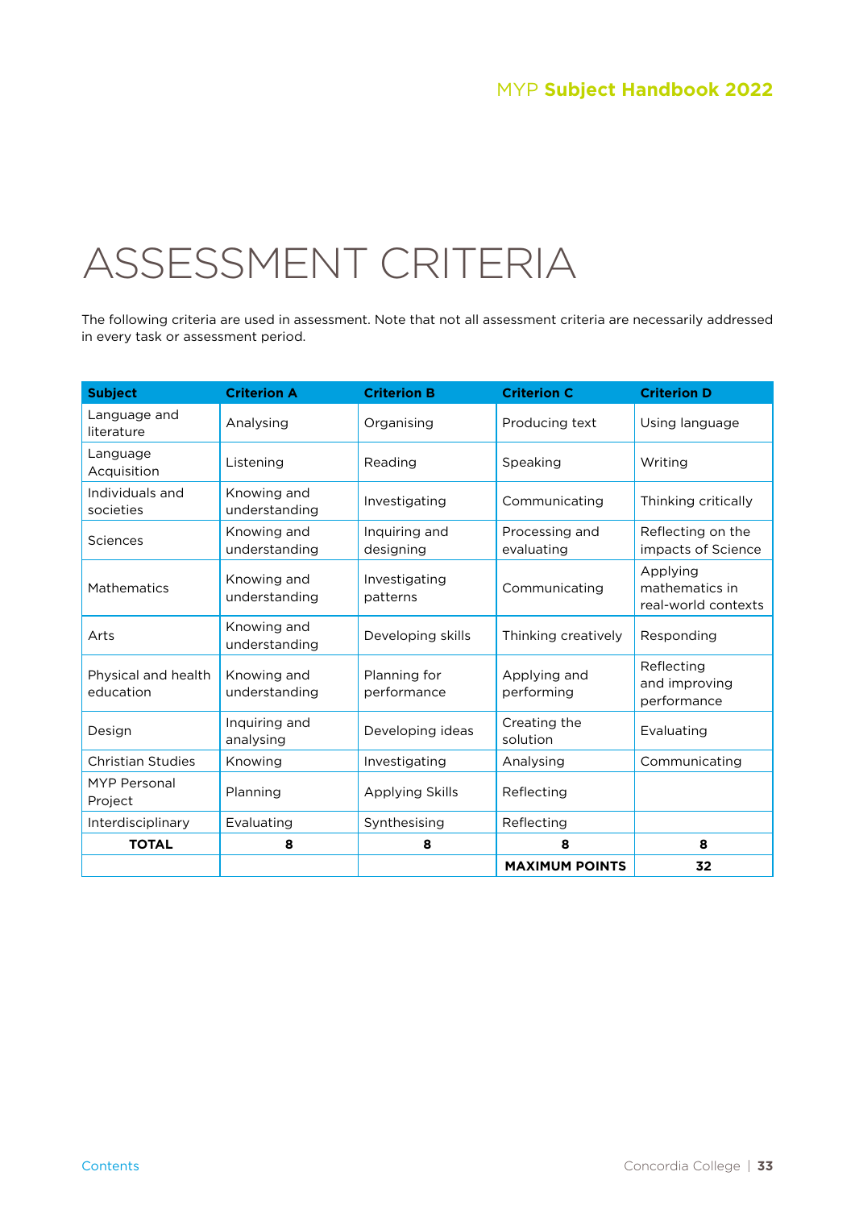# ASSESSMENT CRITERIA

The following criteria are used in assessment. Note that not all assessment criteria are necessarily addressed in every task or assessment period.

| Subject | Criterion A | Criterion B | Criterion C | Criterion D |
|---|---|---|---|---|
| Language and literature | Analysing | Organising | Producing text | Using language |
| Language Acquisition | Listening | Reading | Speaking | Writing |
| Individuals and societies | Knowing and understanding | Investigating | Communicating | Thinking critically |
| Sciences | Knowing and understanding | Inquiring and designing | Processing and evaluating | Reflecting on the impacts of Science |
| Mathematics | Knowing and understanding | Investigating patterns | Communicating | Applying mathematics in real-world contexts |
| Arts | Knowing and understanding | Developing skills | Thinking creatively | Responding |
| Physical and health education | Knowing and understanding | Planning for performance | Applying and performing | Reflecting and improving performance |
| Design | Inquiring and analysing | Developing ideas | Creating the solution | Evaluating |
| Christian Studies | Knowing | Investigating | Analysing | Communicating |
| MYP Personal Project | Planning | Applying Skills | Reflecting | |
| Interdisciplinary | Evaluating | Synthesising | Reflecting | |
| **TOTAL** | **8** | **8** | **8** | **8** |
| | | | **MAXIMUM POINTS** | **32** |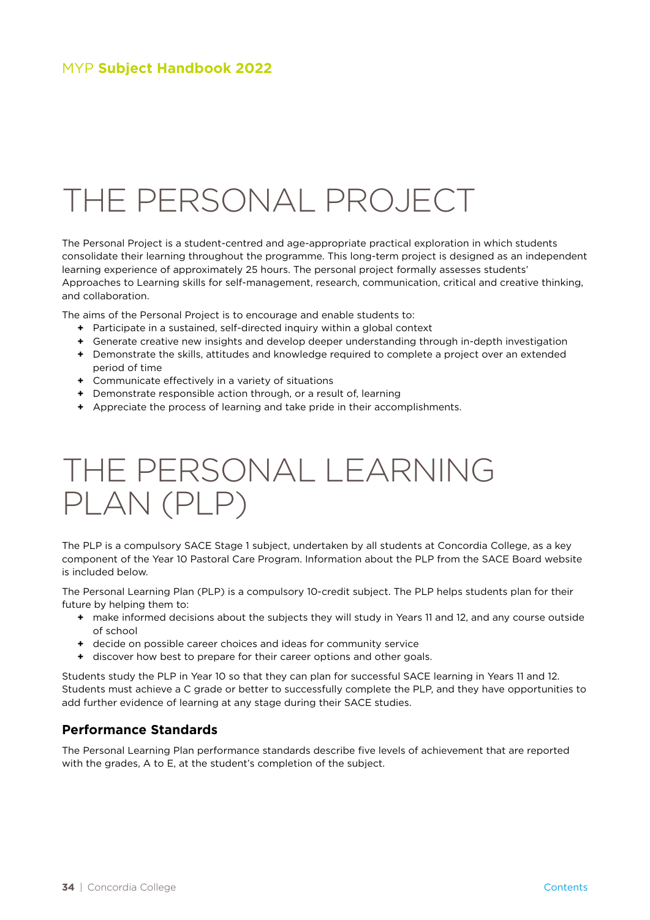# THE PERSONAL PROJECT

The Personal Project is a student-centred and age-appropriate practical exploration in which students consolidate their learning throughout the programme. This long-term project is designed as an independent learning experience of approximately 25 hours. The personal project formally assesses students' Approaches to Learning skills for self-management, research, communication, critical and creative thinking, and collaboration.

The aims of the Personal Project is to encourage and enable students to:

- Participate in a sustained, self-directed inquiry within a global context
- Generate creative new insights and develop deeper understanding through in-depth investigation
- Demonstrate the skills, attitudes and knowledge required to complete a project over an extended period of time
- Communicate effectively in a variety of situations
- Demonstrate responsible action through, or a result of, learning
- Appreciate the process of learning and take pride in their accomplishments.

# THE PERSONAL LEARNING PLAN (PLP)

The PLP is a compulsory SACE Stage 1 subject, undertaken by all students at Concordia College, as a key component of the Year 10 Pastoral Care Program. Information about the PLP from the SACE Board website is included below.

The Personal Learning Plan (PLP) is a compulsory 10-credit subject. The PLP helps students plan for their future by helping them to:

- make informed decisions about the subjects they will study in Years 11 and 12, and any course outside of school
- decide on possible career choices and ideas for community service
- discover how best to prepare for their career options and other goals.

Students study the PLP in Year 10 so that they can plan for successful SACE learning in Years 11 and 12. Students must achieve a C grade or better to successfully complete the PLP, and they have opportunities to add further evidence of learning at any stage during their SACE studies.

### Performance Standards

The Personal Learning Plan performance standards describe five levels of achievement that are reported with the grades, A to E, at the student's completion of the subject.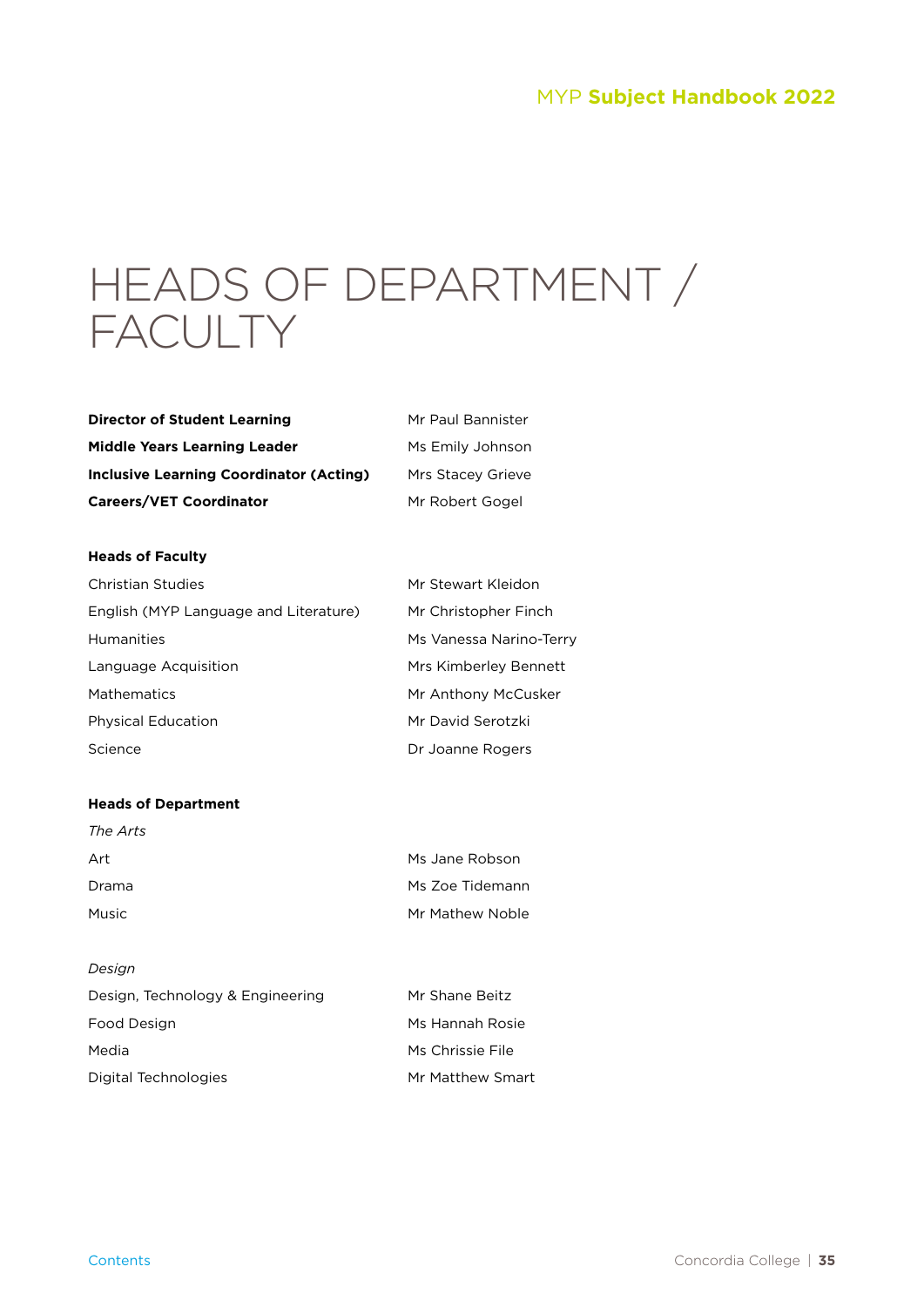# HEADS OF DEPARTMENT / FACULTY

| | |
|---|---|
| **Director of Student Learning** | Mr Paul Bannister |
| **Middle Years Learning Leader** | Ms Emily Johnson |
| **Inclusive Learning Coordinator (Acting)** | Mrs Stacey Grieve |
| **Careers/VET Coordinator** | Mr Robert Gogel |

**Heads of Faculty**

| | |
|---|---|
| Christian Studies | Mr Stewart Kleidon |
| English (MYP Language and Literature) | Mr Christopher Finch |
| Humanities | Ms Vanessa Narino-Terry |
| Language Acquisition | Mrs Kimberley Bennett |
| Mathematics | Mr Anthony McCusker |
| Physical Education | Mr David Serotzki |
| Science | Dr Joanne Rogers |

**Heads of Department**

*The Arts*

| | |
|---|---|
| Art | Ms Jane Robson |
| Drama | Ms Zoe Tidemann |
| Music | Mr Mathew Noble |

*Design*

| | |
|---|---|
| Design, Technology & Engineering | Mr Shane Beitz |
| Food Design | Ms Hannah Rosie |
| Media | Ms Chrissie File |
| Digital Technologies | Mr Matthew Smart |

Contents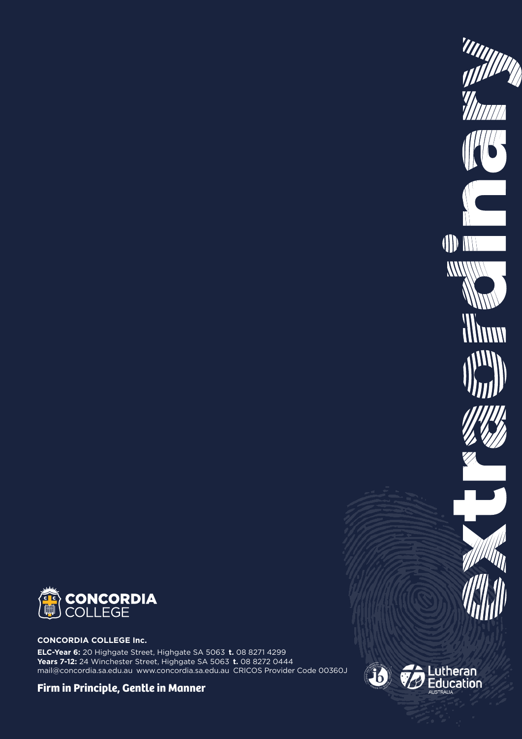extraordinary

CONCORDIA COLLEGE

**CONCORDIA COLLEGE Inc.**

**ELC-Year 6:** 20 Highgate Street, Highgate SA 5063 **t.** 08 8271 4299
**Years 7-12:** 24 Winchester Street, Highgate SA 5063 **t.** 08 8272 0444
mail@concordia.sa.edu.au www.concordia.sa.edu.au CRICOS Provider Code 00360J

**Firm in Principle, Gentle in Manner**

Lutheran Education AUSTRALIA